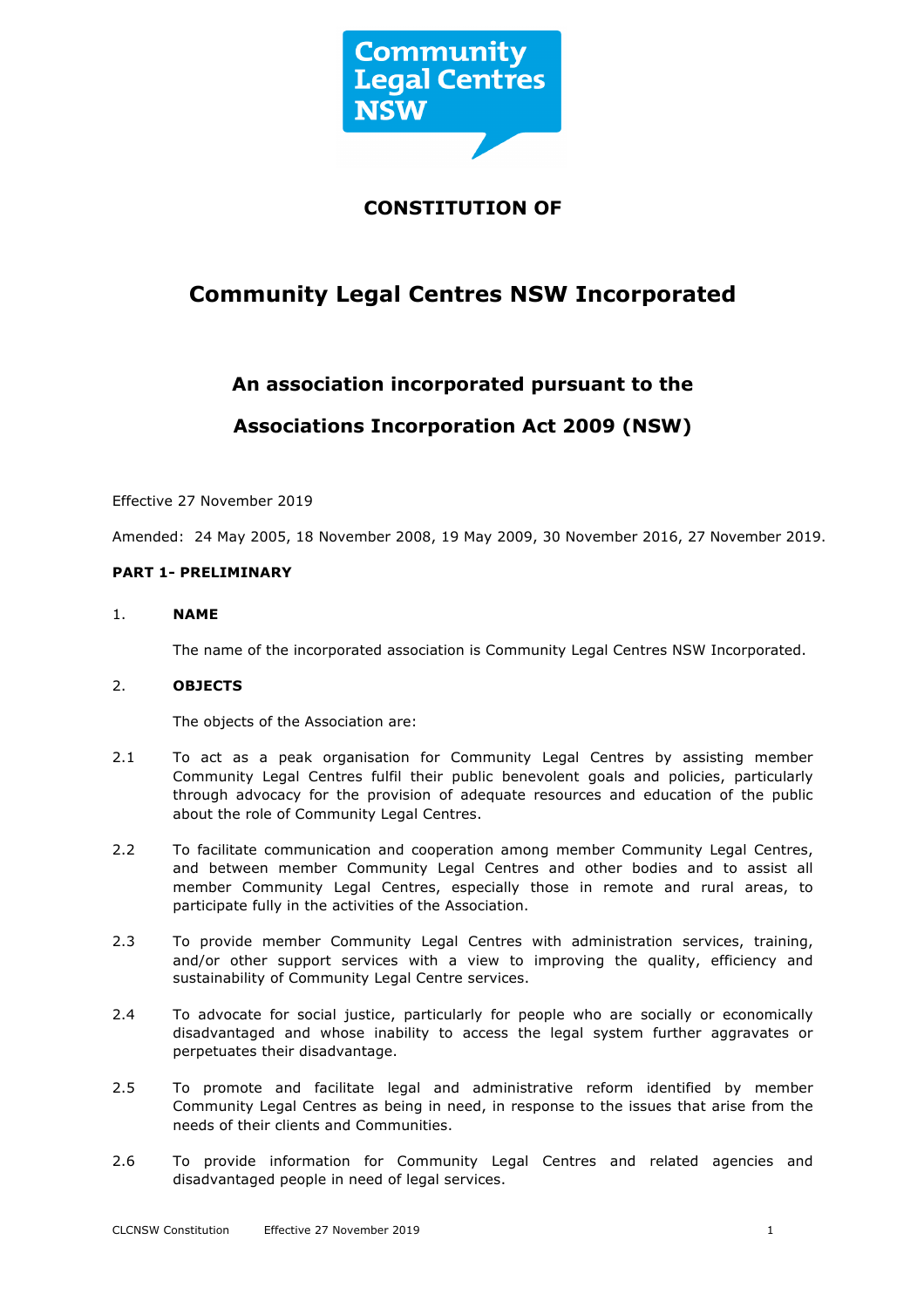# CONSTITUTION OF

# Community Legal Centres NSW Incorporated

## An association incorporated pursuant to the Associations Incorporation Act 2009 (NSW)

Effective 27 November 2019

Amended: 24 May 2005, 18 November 2008, 19 May 2009, 30 November 2016, 27 November 2019.

**PART 1- PRELIMINARY**

1. **NAME**

   The name of the incorporated association is Community Legal Centres NSW Incorporated.

2. **OBJECTS**

   The objects of the Association are:

2.1 To act as a peak organisation for Community Legal Centres by assisting member Community Legal Centres fulfil their public benevolent goals and policies, particularly through advocacy for the provision of adequate resources and education of the public about the role of Community Legal Centres.

2.2 To facilitate communication and cooperation among member Community Legal Centres, and between member Community Legal Centres and other bodies and to assist all member Community Legal Centres, especially those in remote and rural areas, to participate fully in the activities of the Association.

2.3 To provide member Community Legal Centres with administration services, training, and/or other support services with a view to improving the quality, efficiency and sustainability of Community Legal Centre services.

2.4 To advocate for social justice, particularly for people who are socially or economically disadvantaged and whose inability to access the legal system further aggravates or perpetuates their disadvantage.

2.5 To promote and facilitate legal and administrative reform identified by member Community Legal Centres as being in need, in response to the issues that arise from the needs of their clients and Communities.

2.6 To provide information for Community Legal Centres and related agencies and disadvantaged people in need of legal services.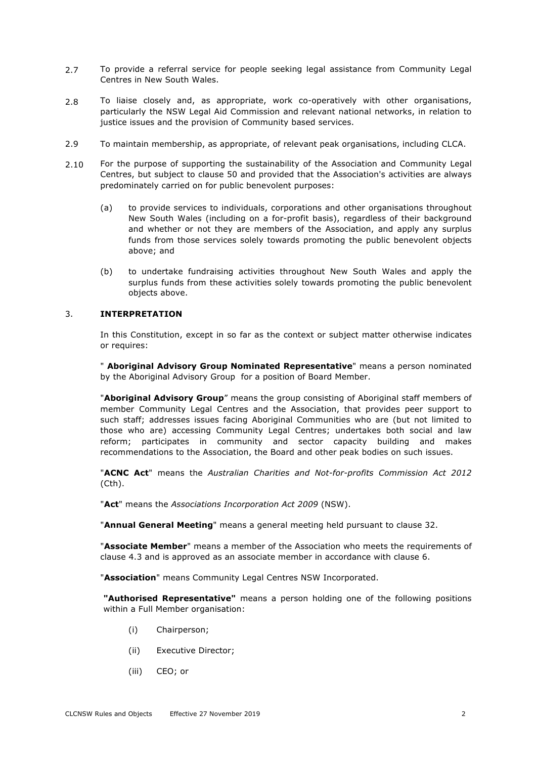2.7 To provide a referral service for people seeking legal assistance from Community Legal Centres in New South Wales.

2.8 To liaise closely and, as appropriate, work co-operatively with other organisations, particularly the NSW Legal Aid Commission and relevant national networks, in relation to justice issues and the provision of Community based services.

2.9 To maintain membership, as appropriate, of relevant peak organisations, including CLCA.

2.10 For the purpose of supporting the sustainability of the Association and Community Legal Centres, but subject to clause 50 and provided that the Association's activities are always predominately carried on for public benevolent purposes:

(a) to provide services to individuals, corporations and other organisations throughout New South Wales (including on a for-profit basis), regardless of their background and whether or not they are members of the Association, and apply any surplus funds from those services solely towards promoting the public benevolent objects above; and

(b) to undertake fundraising activities throughout New South Wales and apply the surplus funds from these activities solely towards promoting the public benevolent objects above.

## 3. INTERPRETATION

In this Constitution, except in so far as the context or subject matter otherwise indicates or requires:

" **Aboriginal Advisory Group Nominated Representative**" means a person nominated by the Aboriginal Advisory Group for a position of Board Member.

"**Aboriginal Advisory Group**" means the group consisting of Aboriginal staff members of member Community Legal Centres and the Association, that provides peer support to such staff; addresses issues facing Aboriginal Communities who are (but not limited to those who are) accessing Community Legal Centres; undertakes both social and law reform; participates in community and sector capacity building and makes recommendations to the Association, the Board and other peak bodies on such issues.

"**ACNC Act**" means the *Australian Charities and Not-for-profits Commission Act 2012* (Cth).

"**Act**" means the *Associations Incorporation Act 2009* (NSW).

"**Annual General Meeting**" means a general meeting held pursuant to clause 32.

"**Associate Member**" means a member of the Association who meets the requirements of clause 4.3 and is approved as an associate member in accordance with clause 6.

"**Association**" means Community Legal Centres NSW Incorporated.

**"Authorised Representative"** means a person holding one of the following positions within a Full Member organisation:

(i) Chairperson;

(ii) Executive Director;

(iii) CEO; or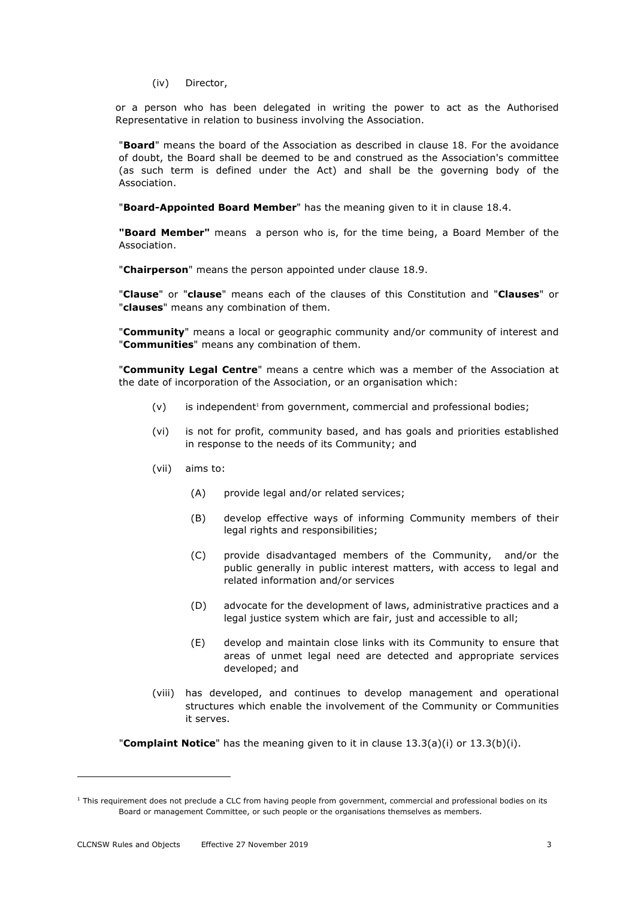(iv) Director,

or a person who has been delegated in writing the power to act as the Authorised Representative in relation to business involving the Association.

"**Board**" means the board of the Association as described in clause 18. For the avoidance of doubt, the Board shall be deemed to be and construed as the Association's committee (as such term is defined under the Act) and shall be the governing body of the Association.

"**Board-Appointed Board Member**" has the meaning given to it in clause 18.4.

**"Board Member"** means a person who is, for the time being, a Board Member of the Association.

"**Chairperson**" means the person appointed under clause 18.9.

"**Clause**" or "**clause**" means each of the clauses of this Constitution and "**Clauses**" or "**clauses**" means any combination of them.

"**Community**" means a local or geographic community and/or community of interest and "**Communities**" means any combination of them.

"**Community Legal Centre**" means a centre which was a member of the Association at the date of incorporation of the Association, or an organisation which:

(v) is independent[1] from government, commercial and professional bodies;

(vi) is not for profit, community based, and has goals and priorities established in response to the needs of its Community; and

(vii) aims to:

(A) provide legal and/or related services;

(B) develop effective ways of informing Community members of their legal rights and responsibilities;

(C) provide disadvantaged members of the Community, and/or the public generally in public interest matters, with access to legal and related information and/or services

(D) advocate for the development of laws, administrative practices and a legal justice system which are fair, just and accessible to all;

(E) develop and maintain close links with its Community to ensure that areas of unmet legal need are detected and appropriate services developed; and

(viii) has developed, and continues to develop management and operational structures which enable the involvement of the Community or Communities it serves.

"**Complaint Notice**" has the meaning given to it in clause 13.3(a)(i) or 13.3(b)(i).

---

[1] This requirement does not preclude a CLC from having people from government, commercial and professional bodies on its Board or management Committee, or such people or the organisations themselves as members.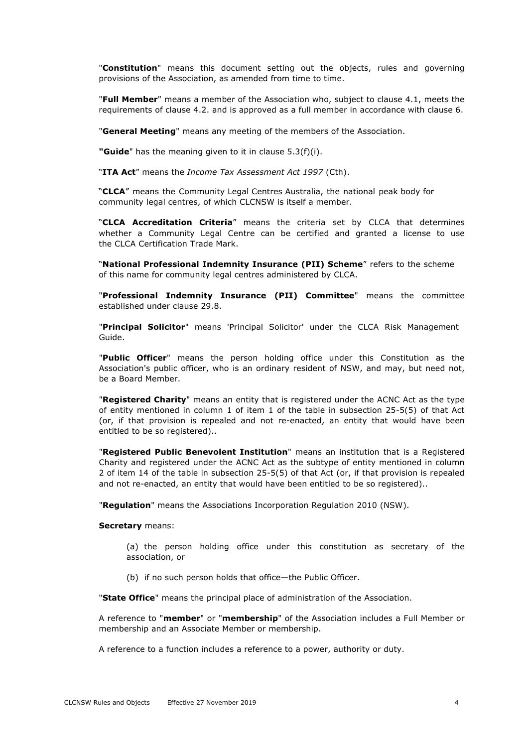"**Constitution**" means this document setting out the objects, rules and governing provisions of the Association, as amended from time to time.

"**Full Member**" means a member of the Association who, subject to clause 4.1, meets the requirements of clause 4.2. and is approved as a full member in accordance with clause 6.

"**General Meeting**" means any meeting of the members of the Association.

**"Guide**" has the meaning given to it in clause 5.3(f)(i).

"**ITA Act**" means the *Income Tax Assessment Act 1997* (Cth).

"**CLCA**" means the Community Legal Centres Australia, the national peak body for community legal centres, of which CLCNSW is itself a member.

"**CLCA Accreditation Criteria**" means the criteria set by CLCA that determines whether a Community Legal Centre can be certified and granted a license to use the CLCA Certification Trade Mark.

"**National Professional Indemnity Insurance (PII) Scheme**" refers to the scheme of this name for community legal centres administered by CLCA.

"**Professional Indemnity Insurance (PII) Committee**" means the committee established under clause 29.8.

"**Principal Solicitor**" means 'Principal Solicitor' under the CLCA Risk Management Guide.

"**Public Officer**" means the person holding office under this Constitution as the Association's public officer, who is an ordinary resident of NSW, and may, but need not, be a Board Member.

"**Registered Charity**" means an entity that is registered under the ACNC Act as the type of entity mentioned in column 1 of item 1 of the table in subsection 25-5(5) of that Act (or, if that provision is repealed and not re-enacted, an entity that would have been entitled to be so registered)..

"**Registered Public Benevolent Institution**" means an institution that is a Registered Charity and registered under the ACNC Act as the subtype of entity mentioned in column 2 of item 14 of the table in subsection 25-5(5) of that Act (or, if that provision is repealed and not re-enacted, an entity that would have been entitled to be so registered)..

"**Regulation**" means the Associations Incorporation Regulation 2010 (NSW).

**Secretary** means:

(a) the person holding office under this constitution as secretary of the association, or

(b) if no such person holds that office—the Public Officer.

"**State Office**" means the principal place of administration of the Association.

A reference to "**member**" or "**membership**" of the Association includes a Full Member or membership and an Associate Member or membership.

A reference to a function includes a reference to a power, authority or duty.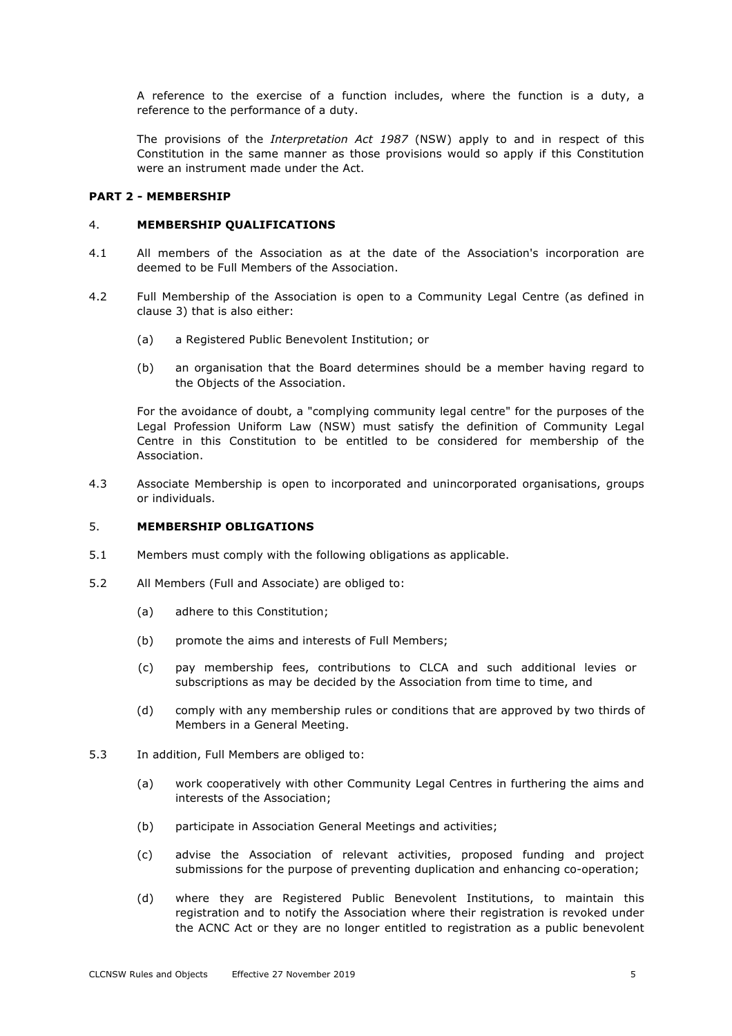A reference to the exercise of a function includes, where the function is a duty, a reference to the performance of a duty.

The provisions of the *Interpretation Act 1987* (NSW) apply to and in respect of this Constitution in the same manner as those provisions would so apply if this Constitution were an instrument made under the Act.

## PART 2 - MEMBERSHIP

### 4. MEMBERSHIP QUALIFICATIONS

4.1 All members of the Association as at the date of the Association's incorporation are deemed to be Full Members of the Association.

4.2 Full Membership of the Association is open to a Community Legal Centre (as defined in clause 3) that is also either:

(a) a Registered Public Benevolent Institution; or

(b) an organisation that the Board determines should be a member having regard to the Objects of the Association.

For the avoidance of doubt, a "complying community legal centre" for the purposes of the Legal Profession Uniform Law (NSW) must satisfy the definition of Community Legal Centre in this Constitution to be entitled to be considered for membership of the Association.

4.3 Associate Membership is open to incorporated and unincorporated organisations, groups or individuals.

### 5. MEMBERSHIP OBLIGATIONS

5.1 Members must comply with the following obligations as applicable.

5.2 All Members (Full and Associate) are obliged to:

(a) adhere to this Constitution;

(b) promote the aims and interests of Full Members;

(c) pay membership fees, contributions to CLCA and such additional levies or subscriptions as may be decided by the Association from time to time, and

(d) comply with any membership rules or conditions that are approved by two thirds of Members in a General Meeting.

5.3 In addition, Full Members are obliged to:

(a) work cooperatively with other Community Legal Centres in furthering the aims and interests of the Association;

(b) participate in Association General Meetings and activities;

(c) advise the Association of relevant activities, proposed funding and project submissions for the purpose of preventing duplication and enhancing co-operation;

(d) where they are Registered Public Benevolent Institutions, to maintain this registration and to notify the Association where their registration is revoked under the ACNC Act or they are no longer entitled to registration as a public benevolent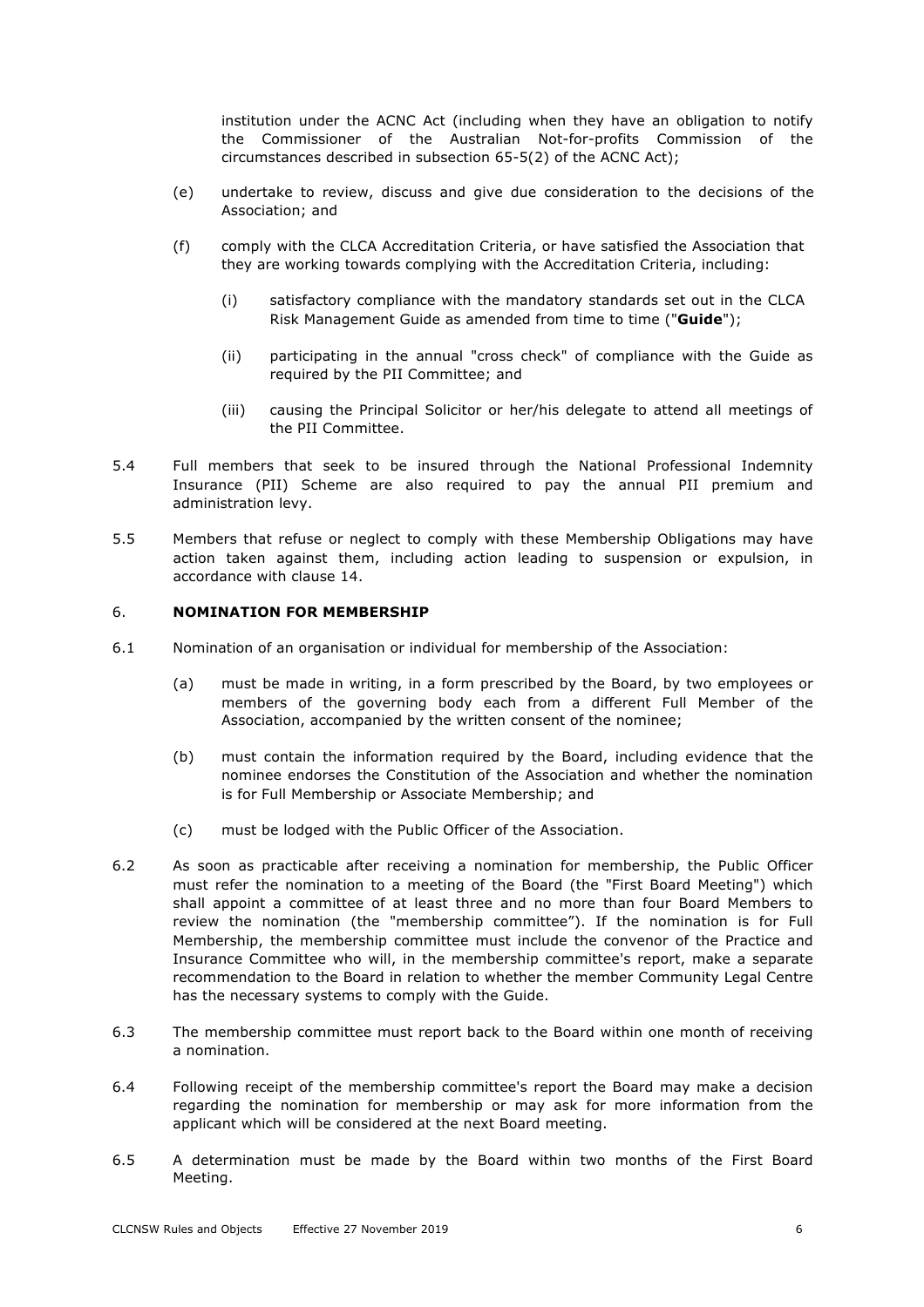institution under the ACNC Act (including when they have an obligation to notify the Commissioner of the Australian Not-for-profits Commission of the circumstances described in subsection 65-5(2) of the ACNC Act);

(e) undertake to review, discuss and give due consideration to the decisions of the Association; and

(f) comply with the CLCA Accreditation Criteria, or have satisfied the Association that they are working towards complying with the Accreditation Criteria, including:

(i) satisfactory compliance with the mandatory standards set out in the CLCA Risk Management Guide as amended from time to time ("**Guide**");

(ii) participating in the annual "cross check" of compliance with the Guide as required by the PII Committee; and

(iii) causing the Principal Solicitor or her/his delegate to attend all meetings of the PII Committee.

5.4 Full members that seek to be insured through the National Professional Indemnity Insurance (PII) Scheme are also required to pay the annual PII premium and administration levy.

5.5 Members that refuse or neglect to comply with these Membership Obligations may have action taken against them, including action leading to suspension or expulsion, in accordance with clause 14.

## 6. NOMINATION FOR MEMBERSHIP

6.1 Nomination of an organisation or individual for membership of the Association:

(a) must be made in writing, in a form prescribed by the Board, by two employees or members of the governing body each from a different Full Member of the Association, accompanied by the written consent of the nominee;

(b) must contain the information required by the Board, including evidence that the nominee endorses the Constitution of the Association and whether the nomination is for Full Membership or Associate Membership; and

(c) must be lodged with the Public Officer of the Association.

6.2 As soon as practicable after receiving a nomination for membership, the Public Officer must refer the nomination to a meeting of the Board (the "First Board Meeting") which shall appoint a committee of at least three and no more than four Board Members to review the nomination (the "membership committee"). If the nomination is for Full Membership, the membership committee must include the convenor of the Practice and Insurance Committee who will, in the membership committee's report, make a separate recommendation to the Board in relation to whether the member Community Legal Centre has the necessary systems to comply with the Guide.

6.3 The membership committee must report back to the Board within one month of receiving a nomination.

6.4 Following receipt of the membership committee's report the Board may make a decision regarding the nomination for membership or may ask for more information from the applicant which will be considered at the next Board meeting.

6.5 A determination must be made by the Board within two months of the First Board Meeting.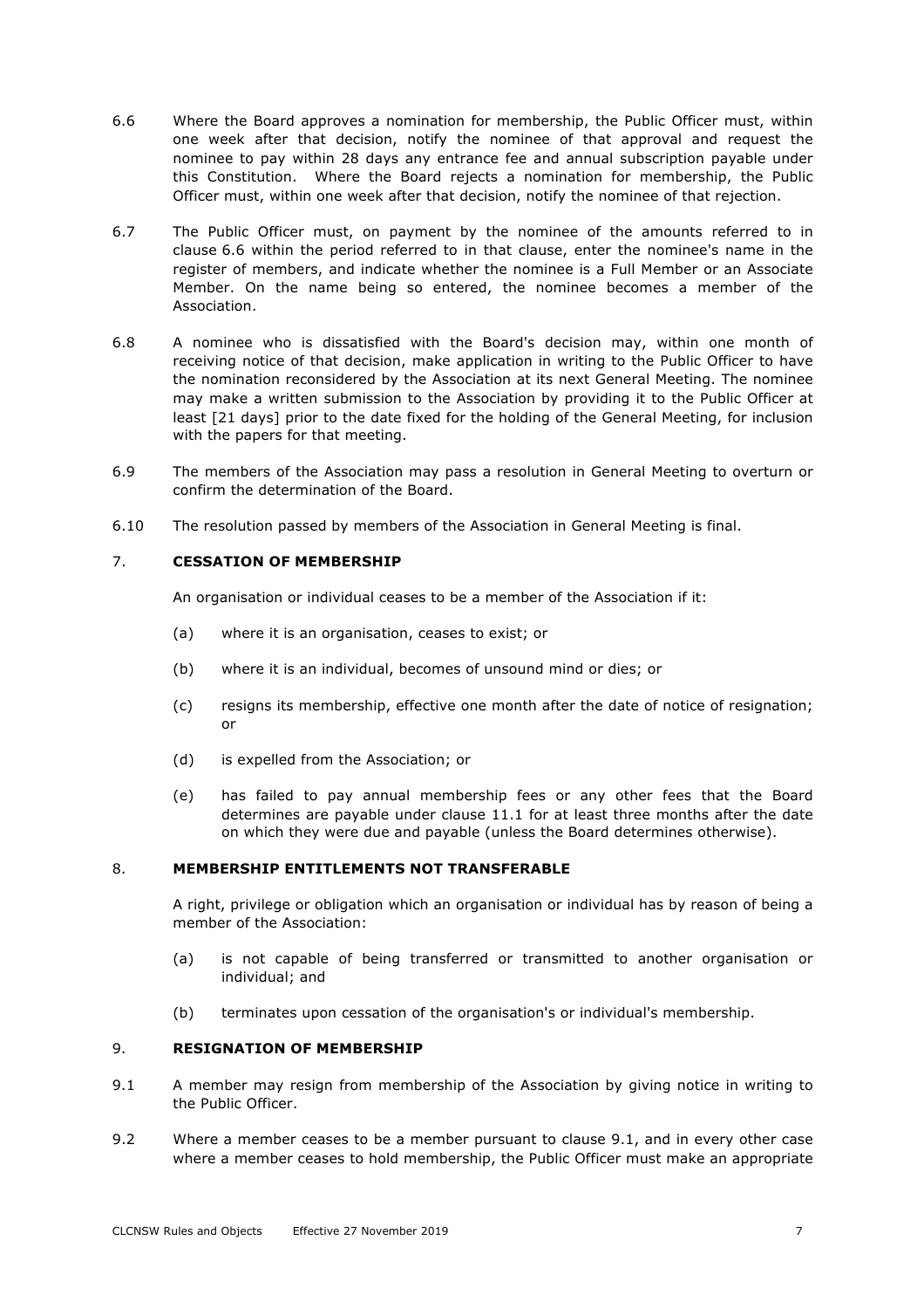6.6 Where the Board approves a nomination for membership, the Public Officer must, within one week after that decision, notify the nominee of that approval and request the nominee to pay within 28 days any entrance fee and annual subscription payable under this Constitution. Where the Board rejects a nomination for membership, the Public Officer must, within one week after that decision, notify the nominee of that rejection.

6.7 The Public Officer must, on payment by the nominee of the amounts referred to in clause 6.6 within the period referred to in that clause, enter the nominee's name in the register of members, and indicate whether the nominee is a Full Member or an Associate Member. On the name being so entered, the nominee becomes a member of the Association.

6.8 A nominee who is dissatisfied with the Board's decision may, within one month of receiving notice of that decision, make application in writing to the Public Officer to have the nomination reconsidered by the Association at its next General Meeting. The nominee may make a written submission to the Association by providing it to the Public Officer at least [21 days] prior to the date fixed for the holding of the General Meeting, for inclusion with the papers for that meeting.

6.9 The members of the Association may pass a resolution in General Meeting to overturn or confirm the determination of the Board.

6.10 The resolution passed by members of the Association in General Meeting is final.

## 7. CESSATION OF MEMBERSHIP

An organisation or individual ceases to be a member of the Association if it:

(a) where it is an organisation, ceases to exist; or

(b) where it is an individual, becomes of unsound mind or dies; or

(c) resigns its membership, effective one month after the date of notice of resignation; or

(d) is expelled from the Association; or

(e) has failed to pay annual membership fees or any other fees that the Board determines are payable under clause 11.1 for at least three months after the date on which they were due and payable (unless the Board determines otherwise).

## 8. MEMBERSHIP ENTITLEMENTS NOT TRANSFERABLE

A right, privilege or obligation which an organisation or individual has by reason of being a member of the Association:

(a) is not capable of being transferred or transmitted to another organisation or individual; and

(b) terminates upon cessation of the organisation's or individual's membership.

## 9. RESIGNATION OF MEMBERSHIP

9.1 A member may resign from membership of the Association by giving notice in writing to the Public Officer.

9.2 Where a member ceases to be a member pursuant to clause 9.1, and in every other case where a member ceases to hold membership, the Public Officer must make an appropriate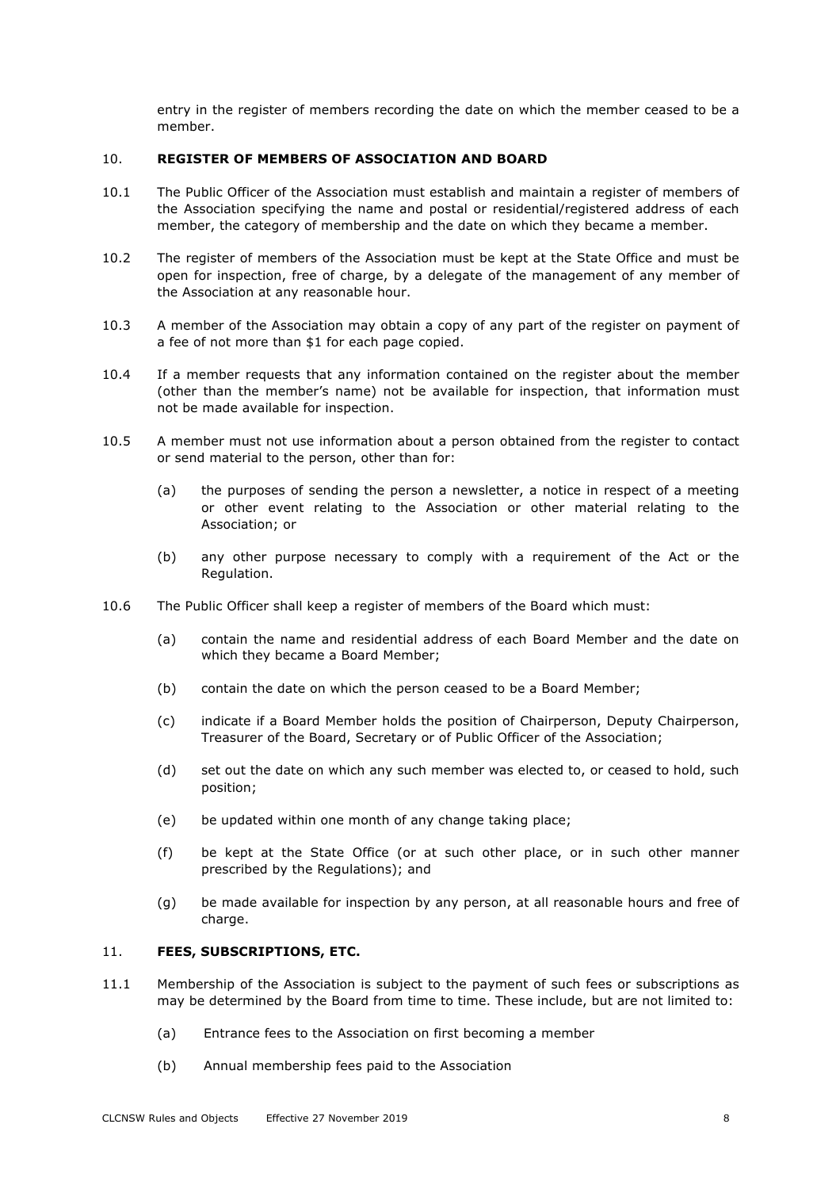entry in the register of members recording the date on which the member ceased to be a member.

## 10. REGISTER OF MEMBERS OF ASSOCIATION AND BOARD

10.1 The Public Officer of the Association must establish and maintain a register of members of the Association specifying the name and postal or residential/registered address of each member, the category of membership and the date on which they became a member.

10.2 The register of members of the Association must be kept at the State Office and must be open for inspection, free of charge, by a delegate of the management of any member of the Association at any reasonable hour.

10.3 A member of the Association may obtain a copy of any part of the register on payment of a fee of not more than $1 for each page copied.

10.4 If a member requests that any information contained on the register about the member (other than the member's name) not be available for inspection, that information must not be made available for inspection.

10.5 A member must not use information about a person obtained from the register to contact or send material to the person, other than for:

(a) the purposes of sending the person a newsletter, a notice in respect of a meeting or other event relating to the Association or other material relating to the Association; or

(b) any other purpose necessary to comply with a requirement of the Act or the Regulation.

10.6 The Public Officer shall keep a register of members of the Board which must:

(a) contain the name and residential address of each Board Member and the date on which they became a Board Member;

(b) contain the date on which the person ceased to be a Board Member;

(c) indicate if a Board Member holds the position of Chairperson, Deputy Chairperson, Treasurer of the Board, Secretary or of Public Officer of the Association;

(d) set out the date on which any such member was elected to, or ceased to hold, such position;

(e) be updated within one month of any change taking place;

(f) be kept at the State Office (or at such other place, or in such other manner prescribed by the Regulations); and

(g) be made available for inspection by any person, at all reasonable hours and free of charge.

## 11. FEES, SUBSCRIPTIONS, ETC.

11.1 Membership of the Association is subject to the payment of such fees or subscriptions as may be determined by the Board from time to time. These include, but are not limited to:

(a) Entrance fees to the Association on first becoming a member

(b) Annual membership fees paid to the Association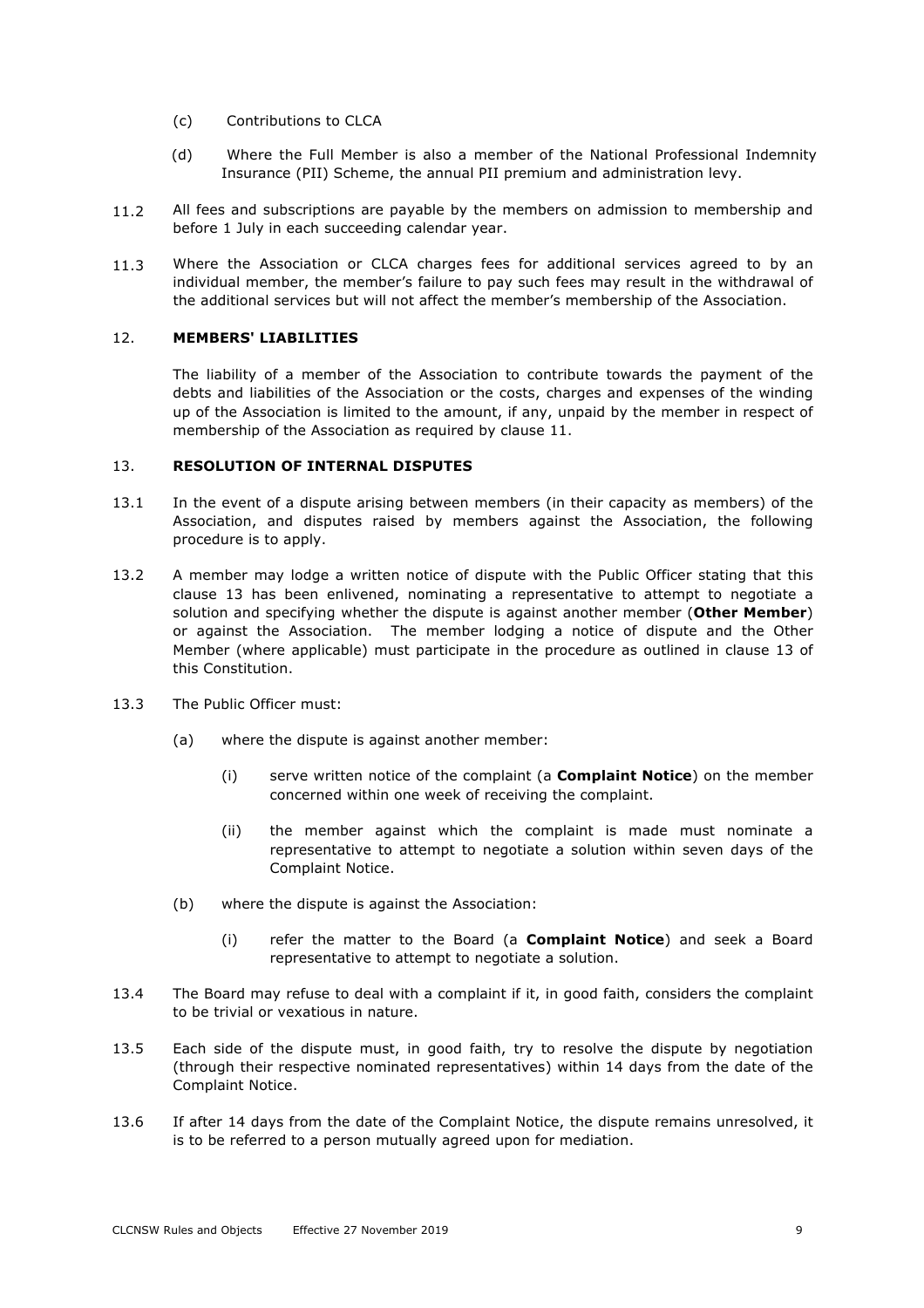(c) Contributions to CLCA

(d) Where the Full Member is also a member of the National Professional Indemnity Insurance (PII) Scheme, the annual PII premium and administration levy.

11.2 All fees and subscriptions are payable by the members on admission to membership and before 1 July in each succeeding calendar year.

11.3 Where the Association or CLCA charges fees for additional services agreed to by an individual member, the member's failure to pay such fees may result in the withdrawal of the additional services but will not affect the member's membership of the Association.

## 12. MEMBERS' LIABILITIES

The liability of a member of the Association to contribute towards the payment of the debts and liabilities of the Association or the costs, charges and expenses of the winding up of the Association is limited to the amount, if any, unpaid by the member in respect of membership of the Association as required by clause 11.

## 13. RESOLUTION OF INTERNAL DISPUTES

13.1 In the event of a dispute arising between members (in their capacity as members) of the Association, and disputes raised by members against the Association, the following procedure is to apply.

13.2 A member may lodge a written notice of dispute with the Public Officer stating that this clause 13 has been enlivened, nominating a representative to attempt to negotiate a solution and specifying whether the dispute is against another member (**Other Member**) or against the Association. The member lodging a notice of dispute and the Other Member (where applicable) must participate in the procedure as outlined in clause 13 of this Constitution.

13.3 The Public Officer must:

(a) where the dispute is against another member:

(i) serve written notice of the complaint (a **Complaint Notice**) on the member concerned within one week of receiving the complaint.

(ii) the member against which the complaint is made must nominate a representative to attempt to negotiate a solution within seven days of the Complaint Notice.

(b) where the dispute is against the Association:

(i) refer the matter to the Board (a **Complaint Notice**) and seek a Board representative to attempt to negotiate a solution.

13.4 The Board may refuse to deal with a complaint if it, in good faith, considers the complaint to be trivial or vexatious in nature.

13.5 Each side of the dispute must, in good faith, try to resolve the dispute by negotiation (through their respective nominated representatives) within 14 days from the date of the Complaint Notice.

13.6 If after 14 days from the date of the Complaint Notice, the dispute remains unresolved, it is to be referred to a person mutually agreed upon for mediation.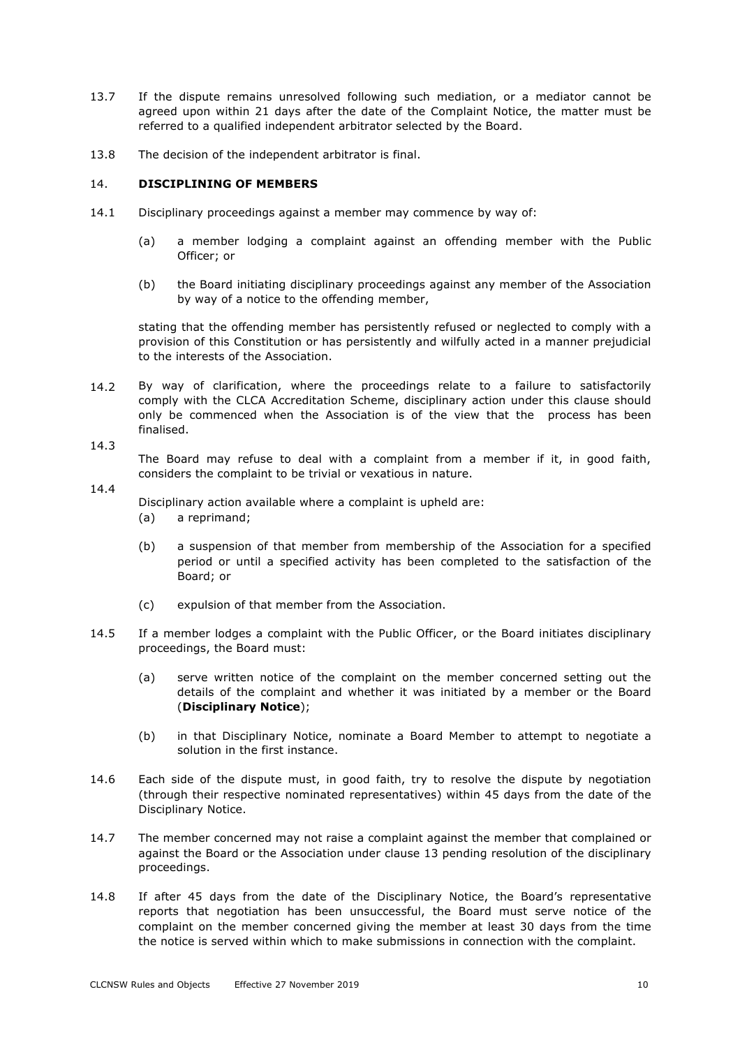13.7 If the dispute remains unresolved following such mediation, or a mediator cannot be agreed upon within 21 days after the date of the Complaint Notice, the matter must be referred to a qualified independent arbitrator selected by the Board.

13.8 The decision of the independent arbitrator is final.

## 14. DISCIPLINING OF MEMBERS

14.1 Disciplinary proceedings against a member may commence by way of:

(a) a member lodging a complaint against an offending member with the Public Officer; or

(b) the Board initiating disciplinary proceedings against any member of the Association by way of a notice to the offending member,

stating that the offending member has persistently refused or neglected to comply with a provision of this Constitution or has persistently and wilfully acted in a manner prejudicial to the interests of the Association.

14.2 By way of clarification, where the proceedings relate to a failure to satisfactorily comply with the CLCA Accreditation Scheme, disciplinary action under this clause should only be commenced when the Association is of the view that the process has been finalised.

14.3 The Board may refuse to deal with a complaint from a member if it, in good faith, considers the complaint to be trivial or vexatious in nature.

14.4 Disciplinary action available where a complaint is upheld are:

(a) a reprimand;

(b) a suspension of that member from membership of the Association for a specified period or until a specified activity has been completed to the satisfaction of the Board; or

(c) expulsion of that member from the Association.

14.5 If a member lodges a complaint with the Public Officer, or the Board initiates disciplinary proceedings, the Board must:

(a) serve written notice of the complaint on the member concerned setting out the details of the complaint and whether it was initiated by a member or the Board (**Disciplinary Notice**);

(b) in that Disciplinary Notice, nominate a Board Member to attempt to negotiate a solution in the first instance.

14.6 Each side of the dispute must, in good faith, try to resolve the dispute by negotiation (through their respective nominated representatives) within 45 days from the date of the Disciplinary Notice.

14.7 The member concerned may not raise a complaint against the member that complained or against the Board or the Association under clause 13 pending resolution of the disciplinary proceedings.

14.8 If after 45 days from the date of the Disciplinary Notice, the Board's representative reports that negotiation has been unsuccessful, the Board must serve notice of the complaint on the member concerned giving the member at least 30 days from the time the notice is served within which to make submissions in connection with the complaint.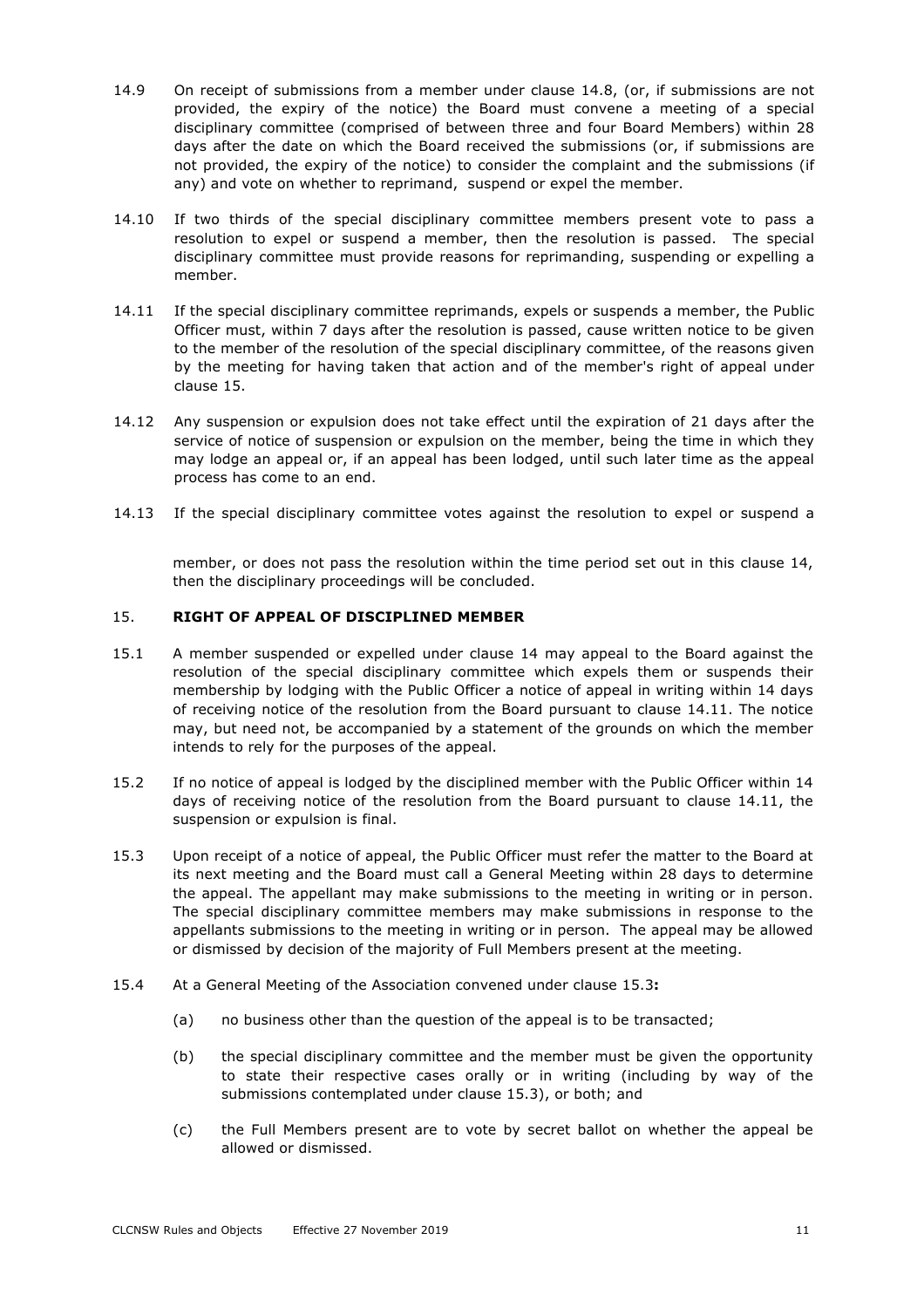14.9 On receipt of submissions from a member under clause 14.8, (or, if submissions are not provided, the expiry of the notice) the Board must convene a meeting of a special disciplinary committee (comprised of between three and four Board Members) within 28 days after the date on which the Board received the submissions (or, if submissions are not provided, the expiry of the notice) to consider the complaint and the submissions (if any) and vote on whether to reprimand, suspend or expel the member.

14.10 If two thirds of the special disciplinary committee members present vote to pass a resolution to expel or suspend a member, then the resolution is passed. The special disciplinary committee must provide reasons for reprimanding, suspending or expelling a member.

14.11 If the special disciplinary committee reprimands, expels or suspends a member, the Public Officer must, within 7 days after the resolution is passed, cause written notice to be given to the member of the resolution of the special disciplinary committee, of the reasons given by the meeting for having taken that action and of the member's right of appeal under clause 15.

14.12 Any suspension or expulsion does not take effect until the expiration of 21 days after the service of notice of suspension or expulsion on the member, being the time in which they may lodge an appeal or, if an appeal has been lodged, until such later time as the appeal process has come to an end.

14.13 If the special disciplinary committee votes against the resolution to expel or suspend a member, or does not pass the resolution within the time period set out in this clause 14, then the disciplinary proceedings will be concluded.

## 15. RIGHT OF APPEAL OF DISCIPLINED MEMBER

15.1 A member suspended or expelled under clause 14 may appeal to the Board against the resolution of the special disciplinary committee which expels them or suspends their membership by lodging with the Public Officer a notice of appeal in writing within 14 days of receiving notice of the resolution from the Board pursuant to clause 14.11. The notice may, but need not, be accompanied by a statement of the grounds on which the member intends to rely for the purposes of the appeal.

15.2 If no notice of appeal is lodged by the disciplined member with the Public Officer within 14 days of receiving notice of the resolution from the Board pursuant to clause 14.11, the suspension or expulsion is final.

15.3 Upon receipt of a notice of appeal, the Public Officer must refer the matter to the Board at its next meeting and the Board must call a General Meeting within 28 days to determine the appeal. The appellant may make submissions to the meeting in writing or in person. The special disciplinary committee members may make submissions in response to the appellants submissions to the meeting in writing or in person. The appeal may be allowed or dismissed by decision of the majority of Full Members present at the meeting.

15.4 At a General Meeting of the Association convened under clause 15.3**:**

- (a) no business other than the question of the appeal is to be transacted;
- (b) the special disciplinary committee and the member must be given the opportunity to state their respective cases orally or in writing (including by way of the submissions contemplated under clause 15.3), or both; and
- (c) the Full Members present are to vote by secret ballot on whether the appeal be allowed or dismissed.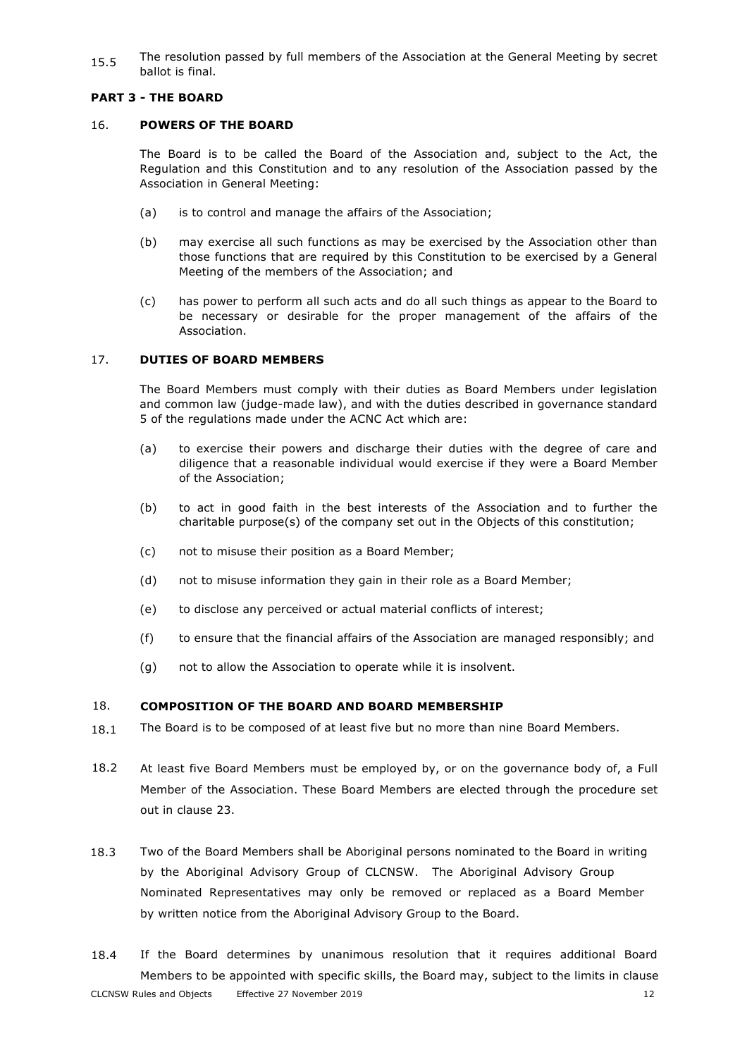15.5 The resolution passed by full members of the Association at the General Meeting by secret ballot is final.

## PART 3 - THE BOARD

### 16. POWERS OF THE BOARD

The Board is to be called the Board of the Association and, subject to the Act, the Regulation and this Constitution and to any resolution of the Association passed by the Association in General Meeting:

(a) is to control and manage the affairs of the Association;

(b) may exercise all such functions as may be exercised by the Association other than those functions that are required by this Constitution to be exercised by a General Meeting of the members of the Association; and

(c) has power to perform all such acts and do all such things as appear to the Board to be necessary or desirable for the proper management of the affairs of the Association.

### 17. DUTIES OF BOARD MEMBERS

The Board Members must comply with their duties as Board Members under legislation and common law (judge-made law), and with the duties described in governance standard 5 of the regulations made under the ACNC Act which are:

(a) to exercise their powers and discharge their duties with the degree of care and diligence that a reasonable individual would exercise if they were a Board Member of the Association;

(b) to act in good faith in the best interests of the Association and to further the charitable purpose(s) of the company set out in the Objects of this constitution;

(c) not to misuse their position as a Board Member;

(d) not to misuse information they gain in their role as a Board Member;

(e) to disclose any perceived or actual material conflicts of interest;

(f) to ensure that the financial affairs of the Association are managed responsibly; and

(g) not to allow the Association to operate while it is insolvent.

### 18. COMPOSITION OF THE BOARD AND BOARD MEMBERSHIP

18.1 The Board is to be composed of at least five but no more than nine Board Members.

18.2 At least five Board Members must be employed by, or on the governance body of, a Full Member of the Association. These Board Members are elected through the procedure set out in clause 23.

18.3 Two of the Board Members shall be Aboriginal persons nominated to the Board in writing by the Aboriginal Advisory Group of CLCNSW. The Aboriginal Advisory Group Nominated Representatives may only be removed or replaced as a Board Member by written notice from the Aboriginal Advisory Group to the Board.

18.4 If the Board determines by unanimous resolution that it requires additional Board Members to be appointed with specific skills, the Board may, subject to the limits in clause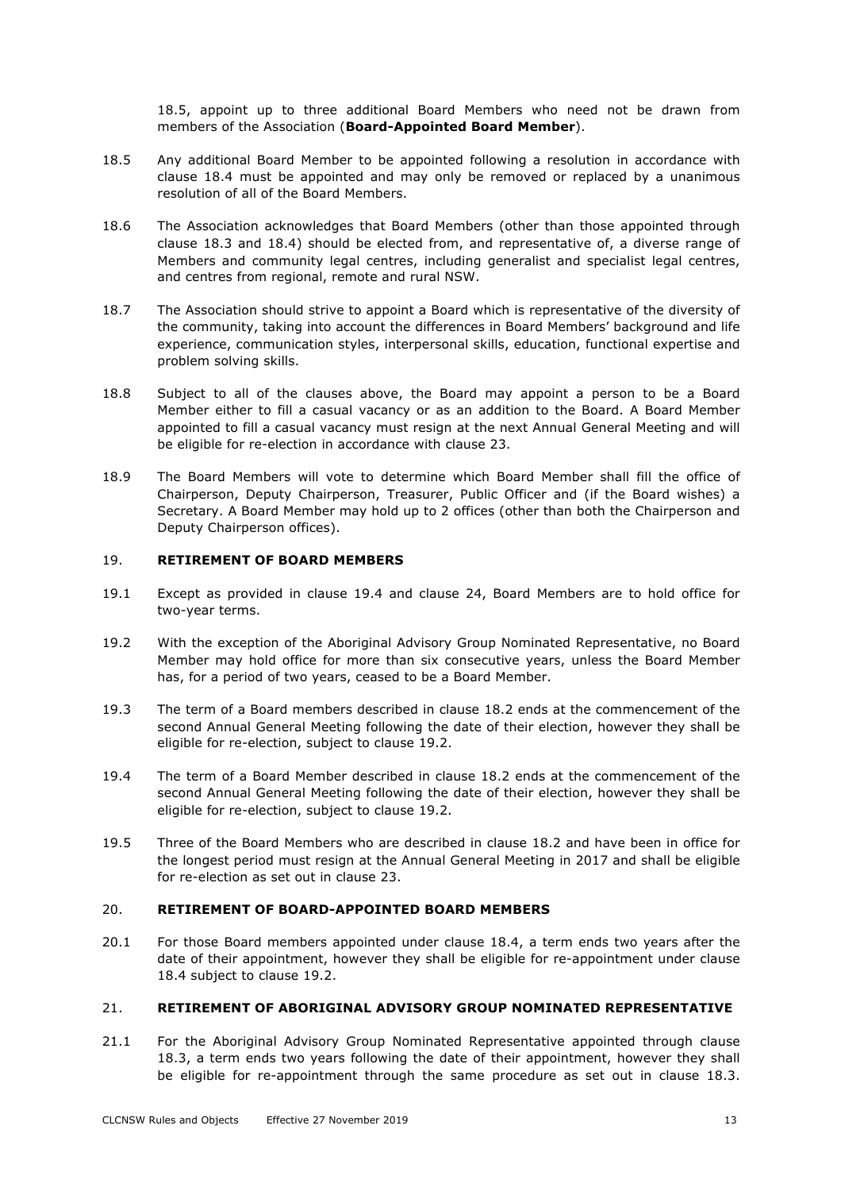18.5, appoint up to three additional Board Members who need not be drawn from members of the Association (**Board-Appointed Board Member**).

18.5 Any additional Board Member to be appointed following a resolution in accordance with clause 18.4 must be appointed and may only be removed or replaced by a unanimous resolution of all of the Board Members.

18.6 The Association acknowledges that Board Members (other than those appointed through clause 18.3 and 18.4) should be elected from, and representative of, a diverse range of Members and community legal centres, including generalist and specialist legal centres, and centres from regional, remote and rural NSW.

18.7 The Association should strive to appoint a Board which is representative of the diversity of the community, taking into account the differences in Board Members' background and life experience, communication styles, interpersonal skills, education, functional expertise and problem solving skills.

18.8 Subject to all of the clauses above, the Board may appoint a person to be a Board Member either to fill a casual vacancy or as an addition to the Board. A Board Member appointed to fill a casual vacancy must resign at the next Annual General Meeting and will be eligible for re-election in accordance with clause 23.

18.9 The Board Members will vote to determine which Board Member shall fill the office of Chairperson, Deputy Chairperson, Treasurer, Public Officer and (if the Board wishes) a Secretary. A Board Member may hold up to 2 offices (other than both the Chairperson and Deputy Chairperson offices).

## 19. RETIREMENT OF BOARD MEMBERS

19.1 Except as provided in clause 19.4 and clause 24, Board Members are to hold office for two-year terms.

19.2 With the exception of the Aboriginal Advisory Group Nominated Representative, no Board Member may hold office for more than six consecutive years, unless the Board Member has, for a period of two years, ceased to be a Board Member.

19.3 The term of a Board members described in clause 18.2 ends at the commencement of the second Annual General Meeting following the date of their election, however they shall be eligible for re-election, subject to clause 19.2.

19.4 The term of a Board Member described in clause 18.2 ends at the commencement of the second Annual General Meeting following the date of their election, however they shall be eligible for re-election, subject to clause 19.2.

19.5 Three of the Board Members who are described in clause 18.2 and have been in office for the longest period must resign at the Annual General Meeting in 2017 and shall be eligible for re-election as set out in clause 23.

## 20. RETIREMENT OF BOARD-APPOINTED BOARD MEMBERS

20.1 For those Board members appointed under clause 18.4, a term ends two years after the date of their appointment, however they shall be eligible for re-appointment under clause 18.4 subject to clause 19.2.

## 21. RETIREMENT OF ABORIGINAL ADVISORY GROUP NOMINATED REPRESENTATIVE

21.1 For the Aboriginal Advisory Group Nominated Representative appointed through clause 18.3, a term ends two years following the date of their appointment, however they shall be eligible for re-appointment through the same procedure as set out in clause 18.3.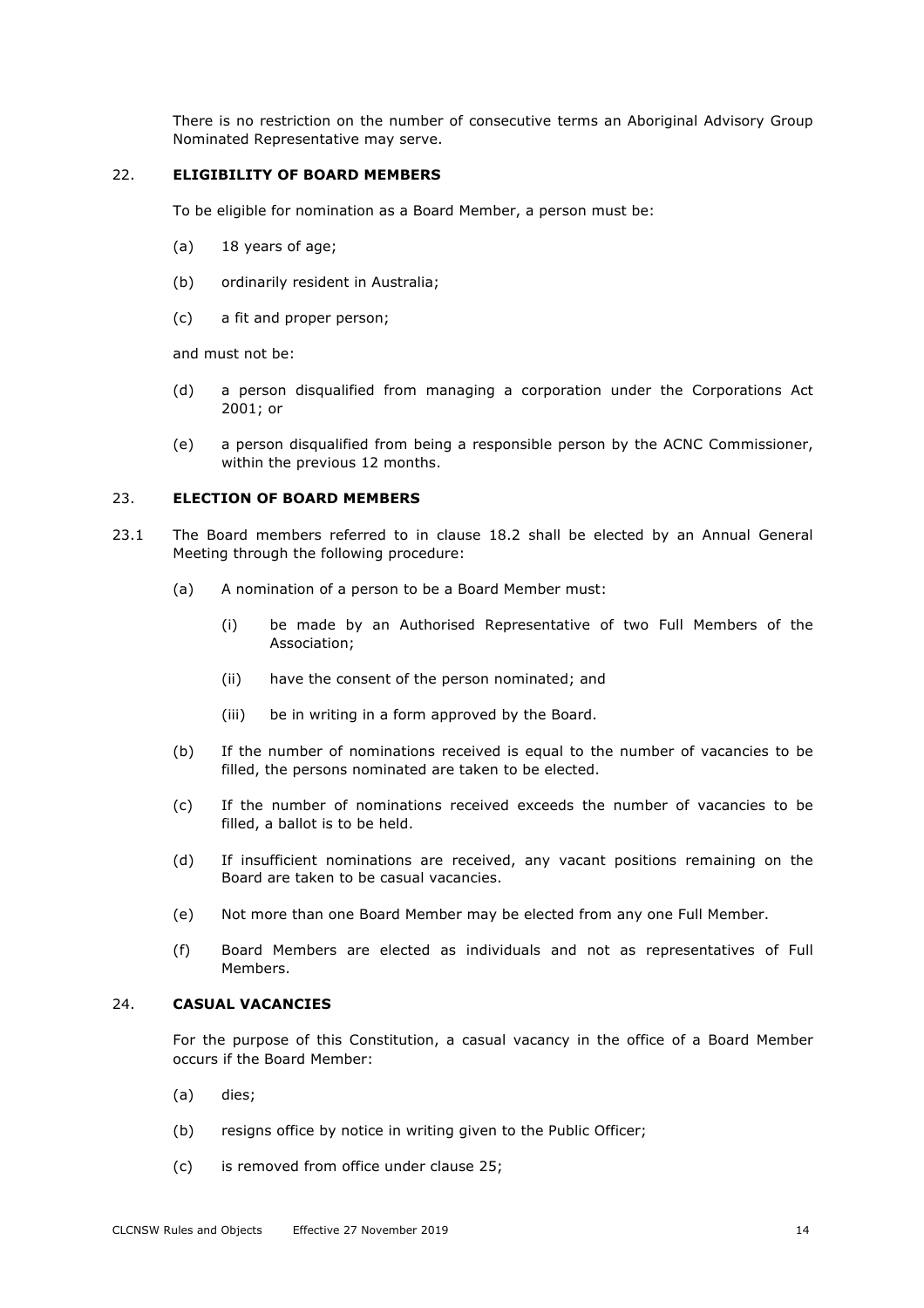There is no restriction on the number of consecutive terms an Aboriginal Advisory Group Nominated Representative may serve.

## 22. ELIGIBILITY OF BOARD MEMBERS

To be eligible for nomination as a Board Member, a person must be:

(a) 18 years of age;

(b) ordinarily resident in Australia;

(c) a fit and proper person;

and must not be:

(d) a person disqualified from managing a corporation under the Corporations Act 2001; or

(e) a person disqualified from being a responsible person by the ACNC Commissioner, within the previous 12 months.

## 23. ELECTION OF BOARD MEMBERS

23.1 The Board members referred to in clause 18.2 shall be elected by an Annual General Meeting through the following procedure:

(a) A nomination of a person to be a Board Member must:

(i) be made by an Authorised Representative of two Full Members of the Association;

(ii) have the consent of the person nominated; and

(iii) be in writing in a form approved by the Board.

(b) If the number of nominations received is equal to the number of vacancies to be filled, the persons nominated are taken to be elected.

(c) If the number of nominations received exceeds the number of vacancies to be filled, a ballot is to be held.

(d) If insufficient nominations are received, any vacant positions remaining on the Board are taken to be casual vacancies.

(e) Not more than one Board Member may be elected from any one Full Member.

(f) Board Members are elected as individuals and not as representatives of Full Members.

## 24. CASUAL VACANCIES

For the purpose of this Constitution, a casual vacancy in the office of a Board Member occurs if the Board Member:

(a) dies;

(b) resigns office by notice in writing given to the Public Officer;

(c) is removed from office under clause 25;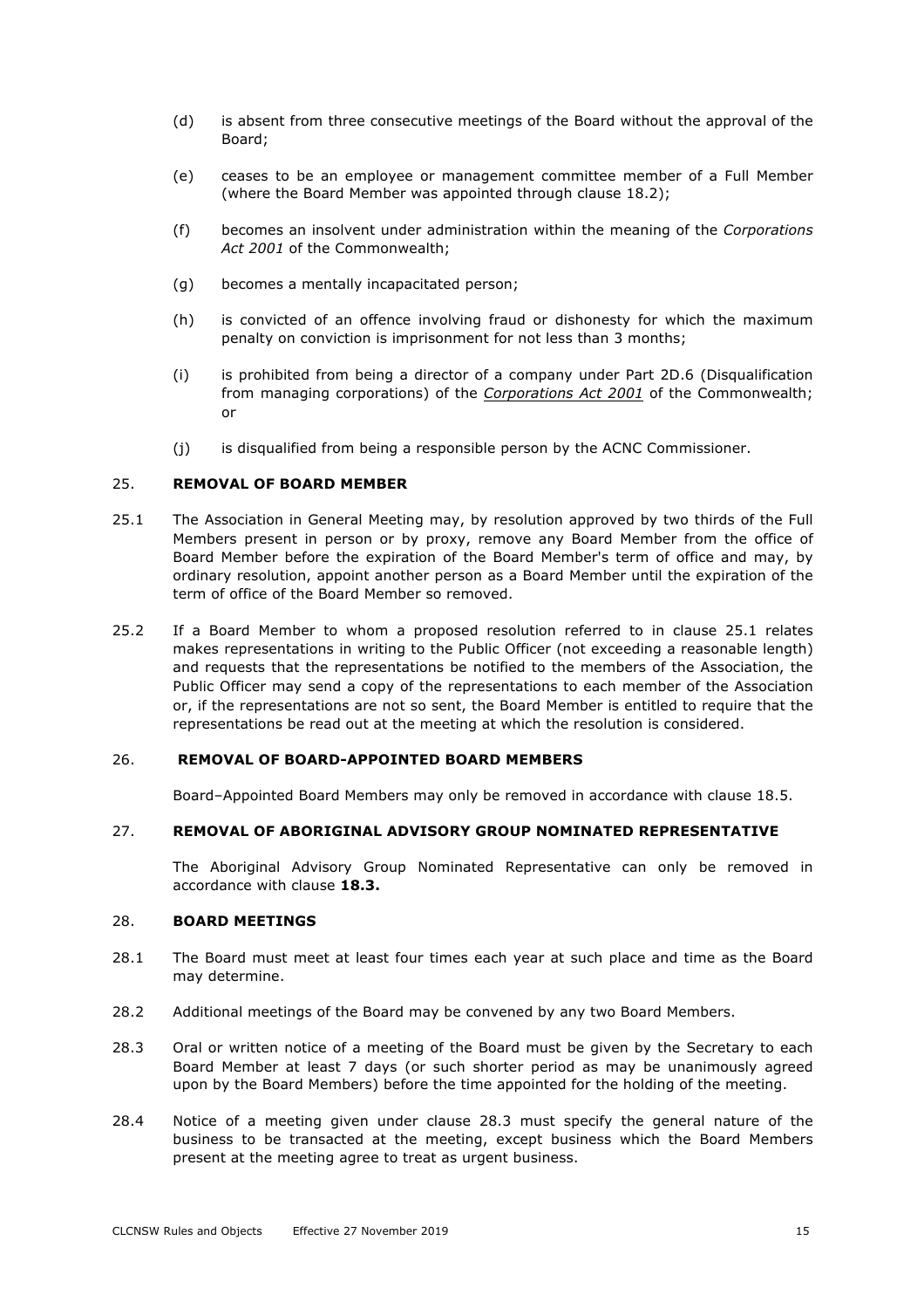(d) is absent from three consecutive meetings of the Board without the approval of the Board;

(e) ceases to be an employee or management committee member of a Full Member (where the Board Member was appointed through clause 18.2);

(f) becomes an insolvent under administration within the meaning of the *Corporations Act 2001* of the Commonwealth;

(g) becomes a mentally incapacitated person;

(h) is convicted of an offence involving fraud or dishonesty for which the maximum penalty on conviction is imprisonment for not less than 3 months;

(i) is prohibited from being a director of a company under Part 2D.6 (Disqualification from managing corporations) of the *Corporations Act 2001* of the Commonwealth; or

(j) is disqualified from being a responsible person by the ACNC Commissioner.

## 25. REMOVAL OF BOARD MEMBER

25.1 The Association in General Meeting may, by resolution approved by two thirds of the Full Members present in person or by proxy, remove any Board Member from the office of Board Member before the expiration of the Board Member's term of office and may, by ordinary resolution, appoint another person as a Board Member until the expiration of the term of office of the Board Member so removed.

25.2 If a Board Member to whom a proposed resolution referred to in clause 25.1 relates makes representations in writing to the Public Officer (not exceeding a reasonable length) and requests that the representations be notified to the members of the Association, the Public Officer may send a copy of the representations to each member of the Association or, if the representations are not so sent, the Board Member is entitled to require that the representations be read out at the meeting at which the resolution is considered.

## 26. REMOVAL OF BOARD-APPOINTED BOARD MEMBERS

Board–Appointed Board Members may only be removed in accordance with clause 18.5.

## 27. REMOVAL OF ABORIGINAL ADVISORY GROUP NOMINATED REPRESENTATIVE

The Aboriginal Advisory Group Nominated Representative can only be removed in accordance with clause **18.3.**

## 28. BOARD MEETINGS

28.1 The Board must meet at least four times each year at such place and time as the Board may determine.

28.2 Additional meetings of the Board may be convened by any two Board Members.

28.3 Oral or written notice of a meeting of the Board must be given by the Secretary to each Board Member at least 7 days (or such shorter period as may be unanimously agreed upon by the Board Members) before the time appointed for the holding of the meeting.

28.4 Notice of a meeting given under clause 28.3 must specify the general nature of the business to be transacted at the meeting, except business which the Board Members present at the meeting agree to treat as urgent business.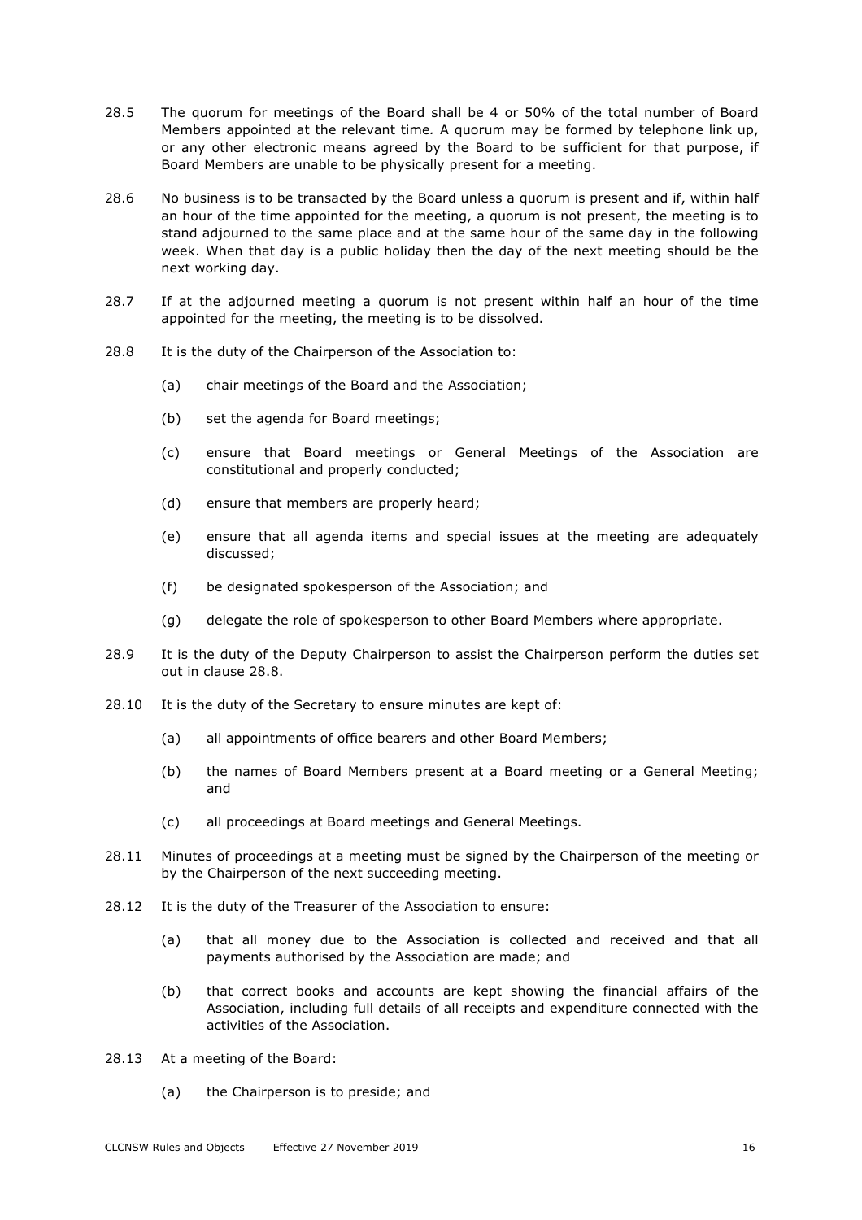28.5 The quorum for meetings of the Board shall be 4 or 50% of the total number of Board Members appointed at the relevant time. A quorum may be formed by telephone link up, or any other electronic means agreed by the Board to be sufficient for that purpose, if Board Members are unable to be physically present for a meeting.

28.6 No business is to be transacted by the Board unless a quorum is present and if, within half an hour of the time appointed for the meeting, a quorum is not present, the meeting is to stand adjourned to the same place and at the same hour of the same day in the following week. When that day is a public holiday then the day of the next meeting should be the next working day.

28.7 If at the adjourned meeting a quorum is not present within half an hour of the time appointed for the meeting, the meeting is to be dissolved.

28.8 It is the duty of the Chairperson of the Association to:

(a) chair meetings of the Board and the Association;

(b) set the agenda for Board meetings;

(c) ensure that Board meetings or General Meetings of the Association are constitutional and properly conducted;

(d) ensure that members are properly heard;

(e) ensure that all agenda items and special issues at the meeting are adequately discussed;

(f) be designated spokesperson of the Association; and

(g) delegate the role of spokesperson to other Board Members where appropriate.

28.9 It is the duty of the Deputy Chairperson to assist the Chairperson perform the duties set out in clause 28.8.

28.10 It is the duty of the Secretary to ensure minutes are kept of:

(a) all appointments of office bearers and other Board Members;

(b) the names of Board Members present at a Board meeting or a General Meeting; and

(c) all proceedings at Board meetings and General Meetings.

28.11 Minutes of proceedings at a meeting must be signed by the Chairperson of the meeting or by the Chairperson of the next succeeding meeting.

28.12 It is the duty of the Treasurer of the Association to ensure:

(a) that all money due to the Association is collected and received and that all payments authorised by the Association are made; and

(b) that correct books and accounts are kept showing the financial affairs of the Association, including full details of all receipts and expenditure connected with the activities of the Association.

28.13 At a meeting of the Board:

(a) the Chairperson is to preside; and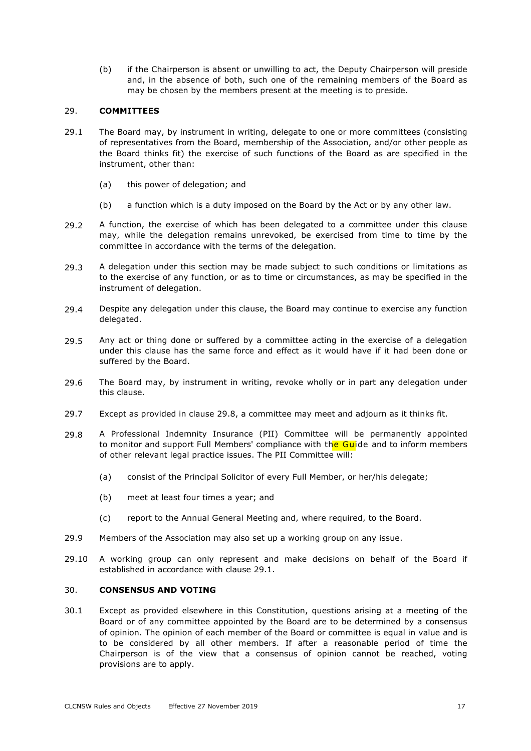(b) if the Chairperson is absent or unwilling to act, the Deputy Chairperson will preside and, in the absence of both, such one of the remaining members of the Board as may be chosen by the members present at the meeting is to preside.

## 29. COMMITTEES

29.1 The Board may, by instrument in writing, delegate to one or more committees (consisting of representatives from the Board, membership of the Association, and/or other people as the Board thinks fit) the exercise of such functions of the Board as are specified in the instrument, other than:

(a) this power of delegation; and

(b) a function which is a duty imposed on the Board by the Act or by any other law.

29.2 A function, the exercise of which has been delegated to a committee under this clause may, while the delegation remains unrevoked, be exercised from time to time by the committee in accordance with the terms of the delegation.

29.3 A delegation under this section may be made subject to such conditions or limitations as to the exercise of any function, or as to time or circumstances, as may be specified in the instrument of delegation.

29.4 Despite any delegation under this clause, the Board may continue to exercise any function delegated.

29.5 Any act or thing done or suffered by a committee acting in the exercise of a delegation under this clause has the same force and effect as it would have if it had been done or suffered by the Board.

29.6 The Board may, by instrument in writing, revoke wholly or in part any delegation under this clause.

29.7 Except as provided in clause 29.8, a committee may meet and adjourn as it thinks fit.

29.8 A Professional Indemnity Insurance (PII) Committee will be permanently appointed to monitor and support Full Members' compliance with the Guide and to inform members of other relevant legal practice issues. The PII Committee will:

(a) consist of the Principal Solicitor of every Full Member, or her/his delegate;

(b) meet at least four times a year; and

(c) report to the Annual General Meeting and, where required, to the Board.

29.9 Members of the Association may also set up a working group on any issue.

29.10 A working group can only represent and make decisions on behalf of the Board if established in accordance with clause 29.1.

## 30. CONSENSUS AND VOTING

30.1 Except as provided elsewhere in this Constitution, questions arising at a meeting of the Board or of any committee appointed by the Board are to be determined by a consensus of opinion. The opinion of each member of the Board or committee is equal in value and is to be considered by all other members. If after a reasonable period of time the Chairperson is of the view that a consensus of opinion cannot be reached, voting provisions are to apply.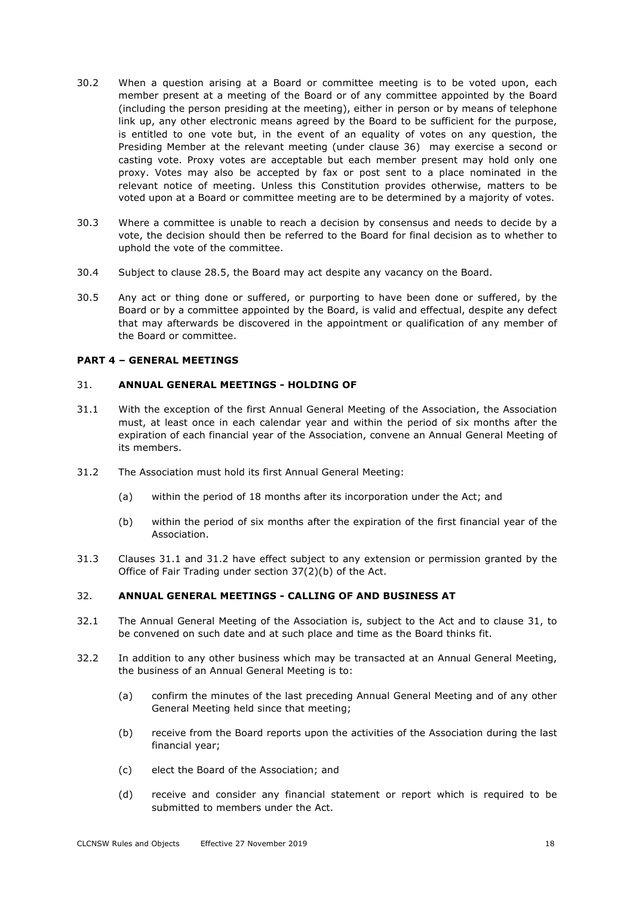30.2 When a question arising at a Board or committee meeting is to be voted upon, each member present at a meeting of the Board or of any committee appointed by the Board (including the person presiding at the meeting), either in person or by means of telephone link up, any other electronic means agreed by the Board to be sufficient for the purpose, is entitled to one vote but, in the event of an equality of votes on any question, the Presiding Member at the relevant meeting (under clause 36) may exercise a second or casting vote. Proxy votes are acceptable but each member present may hold only one proxy. Votes may also be accepted by fax or post sent to a place nominated in the relevant notice of meeting. Unless this Constitution provides otherwise, matters to be voted upon at a Board or committee meeting are to be determined by a majority of votes.

30.3 Where a committee is unable to reach a decision by consensus and needs to decide by a vote, the decision should then be referred to the Board for final decision as to whether to uphold the vote of the committee.

30.4 Subject to clause 28.5, the Board may act despite any vacancy on the Board.

30.5 Any act or thing done or suffered, or purporting to have been done or suffered, by the Board or by a committee appointed by the Board, is valid and effectual, despite any defect that may afterwards be discovered in the appointment or qualification of any member of the Board or committee.

## PART 4 – GENERAL MEETINGS

### 31. ANNUAL GENERAL MEETINGS - HOLDING OF

31.1 With the exception of the first Annual General Meeting of the Association, the Association must, at least once in each calendar year and within the period of six months after the expiration of each financial year of the Association, convene an Annual General Meeting of its members.

31.2 The Association must hold its first Annual General Meeting:

(a) within the period of 18 months after its incorporation under the Act; and

(b) within the period of six months after the expiration of the first financial year of the Association.

31.3 Clauses 31.1 and 31.2 have effect subject to any extension or permission granted by the Office of Fair Trading under section 37(2)(b) of the Act.

### 32. ANNUAL GENERAL MEETINGS - CALLING OF AND BUSINESS AT

32.1 The Annual General Meeting of the Association is, subject to the Act and to clause 31, to be convened on such date and at such place and time as the Board thinks fit.

32.2 In addition to any other business which may be transacted at an Annual General Meeting, the business of an Annual General Meeting is to:

(a) confirm the minutes of the last preceding Annual General Meeting and of any other General Meeting held since that meeting;

(b) receive from the Board reports upon the activities of the Association during the last financial year;

(c) elect the Board of the Association; and

(d) receive and consider any financial statement or report which is required to be submitted to members under the Act.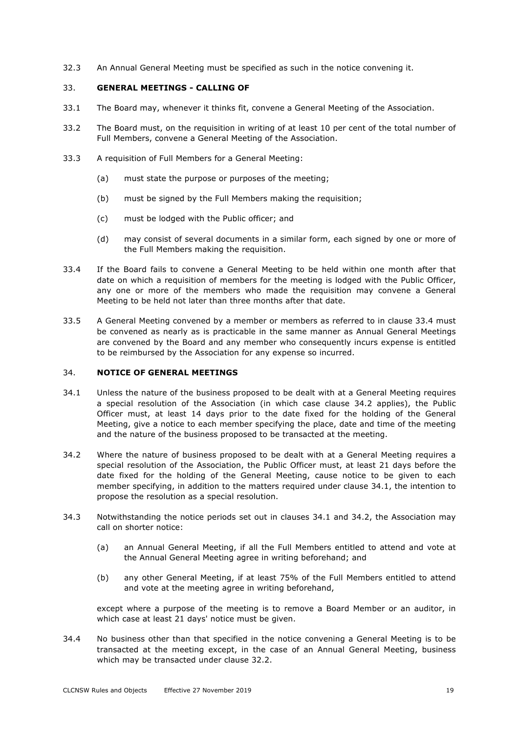32.3 An Annual General Meeting must be specified as such in the notice convening it.

## 33. GENERAL MEETINGS - CALLING OF

33.1 The Board may, whenever it thinks fit, convene a General Meeting of the Association.

33.2 The Board must, on the requisition in writing of at least 10 per cent of the total number of Full Members, convene a General Meeting of the Association.

33.3 A requisition of Full Members for a General Meeting:

(a) must state the purpose or purposes of the meeting;

(b) must be signed by the Full Members making the requisition;

(c) must be lodged with the Public officer; and

(d) may consist of several documents in a similar form, each signed by one or more of the Full Members making the requisition.

33.4 If the Board fails to convene a General Meeting to be held within one month after that date on which a requisition of members for the meeting is lodged with the Public Officer, any one or more of the members who made the requisition may convene a General Meeting to be held not later than three months after that date.

33.5 A General Meeting convened by a member or members as referred to in clause 33.4 must be convened as nearly as is practicable in the same manner as Annual General Meetings are convened by the Board and any member who consequently incurs expense is entitled to be reimbursed by the Association for any expense so incurred.

## 34. NOTICE OF GENERAL MEETINGS

34.1 Unless the nature of the business proposed to be dealt with at a General Meeting requires a special resolution of the Association (in which case clause 34.2 applies), the Public Officer must, at least 14 days prior to the date fixed for the holding of the General Meeting, give a notice to each member specifying the place, date and time of the meeting and the nature of the business proposed to be transacted at the meeting.

34.2 Where the nature of business proposed to be dealt with at a General Meeting requires a special resolution of the Association, the Public Officer must, at least 21 days before the date fixed for the holding of the General Meeting, cause notice to be given to each member specifying, in addition to the matters required under clause 34.1, the intention to propose the resolution as a special resolution.

34.3 Notwithstanding the notice periods set out in clauses 34.1 and 34.2, the Association may call on shorter notice:

(a) an Annual General Meeting, if all the Full Members entitled to attend and vote at the Annual General Meeting agree in writing beforehand; and

(b) any other General Meeting, if at least 75% of the Full Members entitled to attend and vote at the meeting agree in writing beforehand,

except where a purpose of the meeting is to remove a Board Member or an auditor, in which case at least 21 days' notice must be given.

34.4 No business other than that specified in the notice convening a General Meeting is to be transacted at the meeting except, in the case of an Annual General Meeting, business which may be transacted under clause 32.2.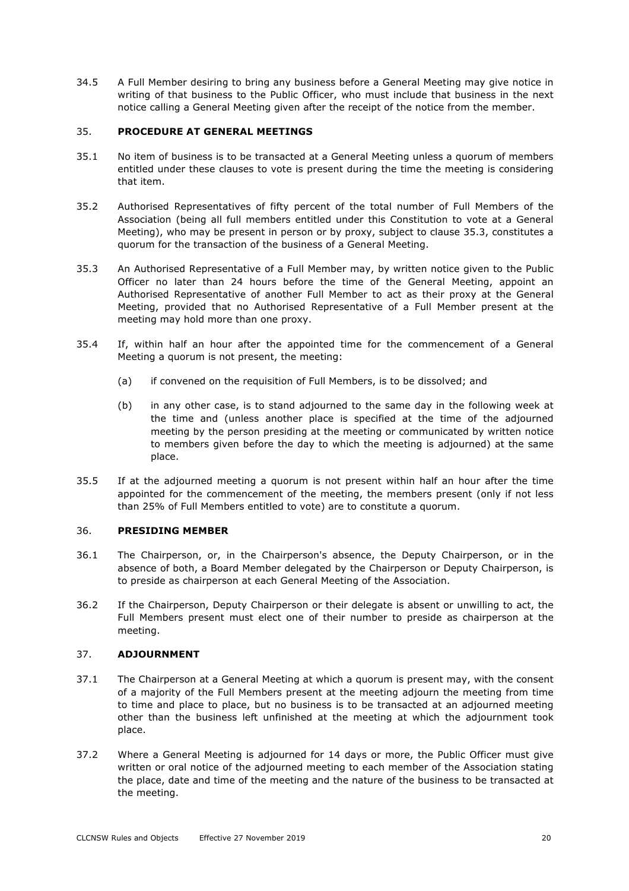34.5 A Full Member desiring to bring any business before a General Meeting may give notice in writing of that business to the Public Officer, who must include that business in the next notice calling a General Meeting given after the receipt of the notice from the member.

## 35. PROCEDURE AT GENERAL MEETINGS

35.1 No item of business is to be transacted at a General Meeting unless a quorum of members entitled under these clauses to vote is present during the time the meeting is considering that item.

35.2 Authorised Representatives of fifty percent of the total number of Full Members of the Association (being all full members entitled under this Constitution to vote at a General Meeting), who may be present in person or by proxy, subject to clause 35.3, constitutes a quorum for the transaction of the business of a General Meeting.

35.3 An Authorised Representative of a Full Member may, by written notice given to the Public Officer no later than 24 hours before the time of the General Meeting, appoint an Authorised Representative of another Full Member to act as their proxy at the General Meeting, provided that no Authorised Representative of a Full Member present at the meeting may hold more than one proxy.

35.4 If, within half an hour after the appointed time for the commencement of a General Meeting a quorum is not present, the meeting:

(a) if convened on the requisition of Full Members, is to be dissolved; and

(b) in any other case, is to stand adjourned to the same day in the following week at the time and (unless another place is specified at the time of the adjourned meeting by the person presiding at the meeting or communicated by written notice to members given before the day to which the meeting is adjourned) at the same place.

35.5 If at the adjourned meeting a quorum is not present within half an hour after the time appointed for the commencement of the meeting, the members present (only if not less than 25% of Full Members entitled to vote) are to constitute a quorum.

## 36. PRESIDING MEMBER

36.1 The Chairperson, or, in the Chairperson's absence, the Deputy Chairperson, or in the absence of both, a Board Member delegated by the Chairperson or Deputy Chairperson, is to preside as chairperson at each General Meeting of the Association.

36.2 If the Chairperson, Deputy Chairperson or their delegate is absent or unwilling to act, the Full Members present must elect one of their number to preside as chairperson at the meeting.

## 37. ADJOURNMENT

37.1 The Chairperson at a General Meeting at which a quorum is present may, with the consent of a majority of the Full Members present at the meeting adjourn the meeting from time to time and place to place, but no business is to be transacted at an adjourned meeting other than the business left unfinished at the meeting at which the adjournment took place.

37.2 Where a General Meeting is adjourned for 14 days or more, the Public Officer must give written or oral notice of the adjourned meeting to each member of the Association stating the place, date and time of the meeting and the nature of the business to be transacted at the meeting.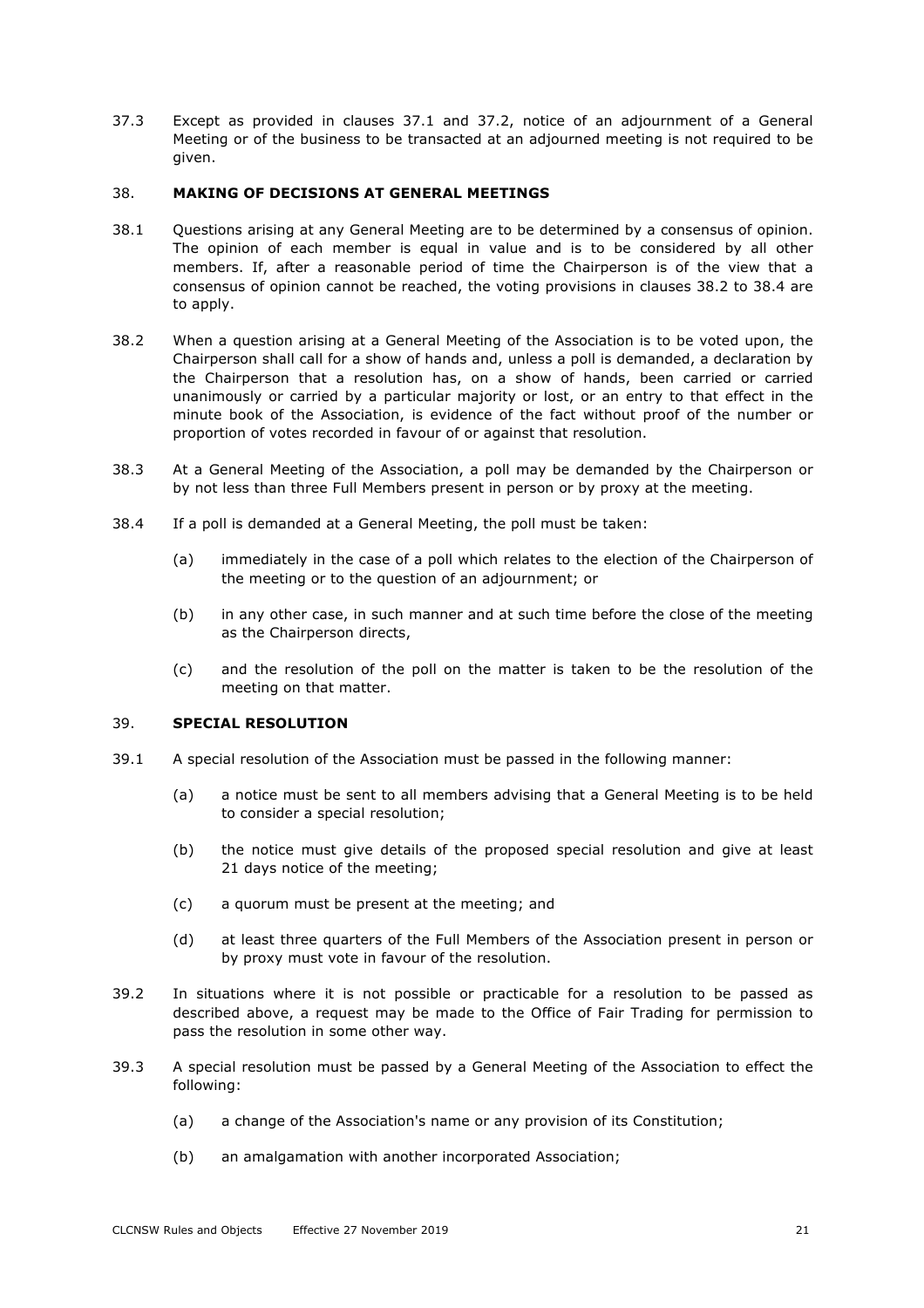37.3 Except as provided in clauses 37.1 and 37.2, notice of an adjournment of a General Meeting or of the business to be transacted at an adjourned meeting is not required to be given.

## 38. MAKING OF DECISIONS AT GENERAL MEETINGS

38.1 Questions arising at any General Meeting are to be determined by a consensus of opinion. The opinion of each member is equal in value and is to be considered by all other members. If, after a reasonable period of time the Chairperson is of the view that a consensus of opinion cannot be reached, the voting provisions in clauses 38.2 to 38.4 are to apply.

38.2 When a question arising at a General Meeting of the Association is to be voted upon, the Chairperson shall call for a show of hands and, unless a poll is demanded, a declaration by the Chairperson that a resolution has, on a show of hands, been carried or carried unanimously or carried by a particular majority or lost, or an entry to that effect in the minute book of the Association, is evidence of the fact without proof of the number or proportion of votes recorded in favour of or against that resolution.

38.3 At a General Meeting of the Association, a poll may be demanded by the Chairperson or by not less than three Full Members present in person or by proxy at the meeting.

38.4 If a poll is demanded at a General Meeting, the poll must be taken:

(a) immediately in the case of a poll which relates to the election of the Chairperson of the meeting or to the question of an adjournment; or

(b) in any other case, in such manner and at such time before the close of the meeting as the Chairperson directs,

(c) and the resolution of the poll on the matter is taken to be the resolution of the meeting on that matter.

## 39. SPECIAL RESOLUTION

39.1 A special resolution of the Association must be passed in the following manner:

(a) a notice must be sent to all members advising that a General Meeting is to be held to consider a special resolution;

(b) the notice must give details of the proposed special resolution and give at least 21 days notice of the meeting;

(c) a quorum must be present at the meeting; and

(d) at least three quarters of the Full Members of the Association present in person or by proxy must vote in favour of the resolution.

39.2 In situations where it is not possible or practicable for a resolution to be passed as described above, a request may be made to the Office of Fair Trading for permission to pass the resolution in some other way.

39.3 A special resolution must be passed by a General Meeting of the Association to effect the following:

(a) a change of the Association's name or any provision of its Constitution;

(b) an amalgamation with another incorporated Association;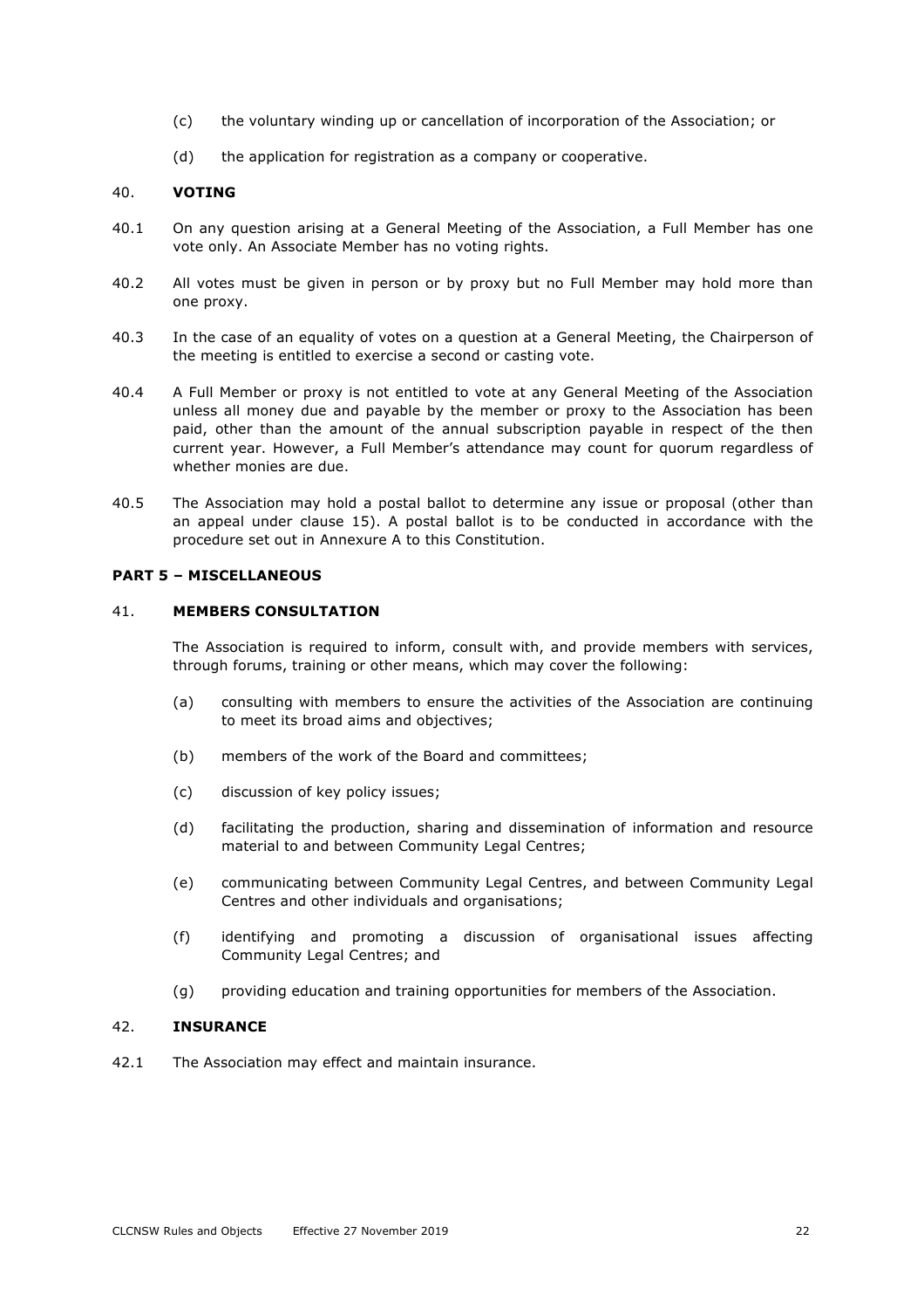(c) the voluntary winding up or cancellation of incorporation of the Association; or

(d) the application for registration as a company or cooperative.

## 40. VOTING

40.1 On any question arising at a General Meeting of the Association, a Full Member has one vote only. An Associate Member has no voting rights.

40.2 All votes must be given in person or by proxy but no Full Member may hold more than one proxy.

40.3 In the case of an equality of votes on a question at a General Meeting, the Chairperson of the meeting is entitled to exercise a second or casting vote.

40.4 A Full Member or proxy is not entitled to vote at any General Meeting of the Association unless all money due and payable by the member or proxy to the Association has been paid, other than the amount of the annual subscription payable in respect of the then current year. However, a Full Member's attendance may count for quorum regardless of whether monies are due.

40.5 The Association may hold a postal ballot to determine any issue or proposal (other than an appeal under clause 15). A postal ballot is to be conducted in accordance with the procedure set out in Annexure A to this Constitution.

# PART 5 – MISCELLANEOUS

## 41. MEMBERS CONSULTATION

The Association is required to inform, consult with, and provide members with services, through forums, training or other means, which may cover the following:

(a) consulting with members to ensure the activities of the Association are continuing to meet its broad aims and objectives;

(b) members of the work of the Board and committees;

(c) discussion of key policy issues;

(d) facilitating the production, sharing and dissemination of information and resource material to and between Community Legal Centres;

(e) communicating between Community Legal Centres, and between Community Legal Centres and other individuals and organisations;

(f) identifying and promoting a discussion of organisational issues affecting Community Legal Centres; and

(g) providing education and training opportunities for members of the Association.

## 42. INSURANCE

42.1 The Association may effect and maintain insurance.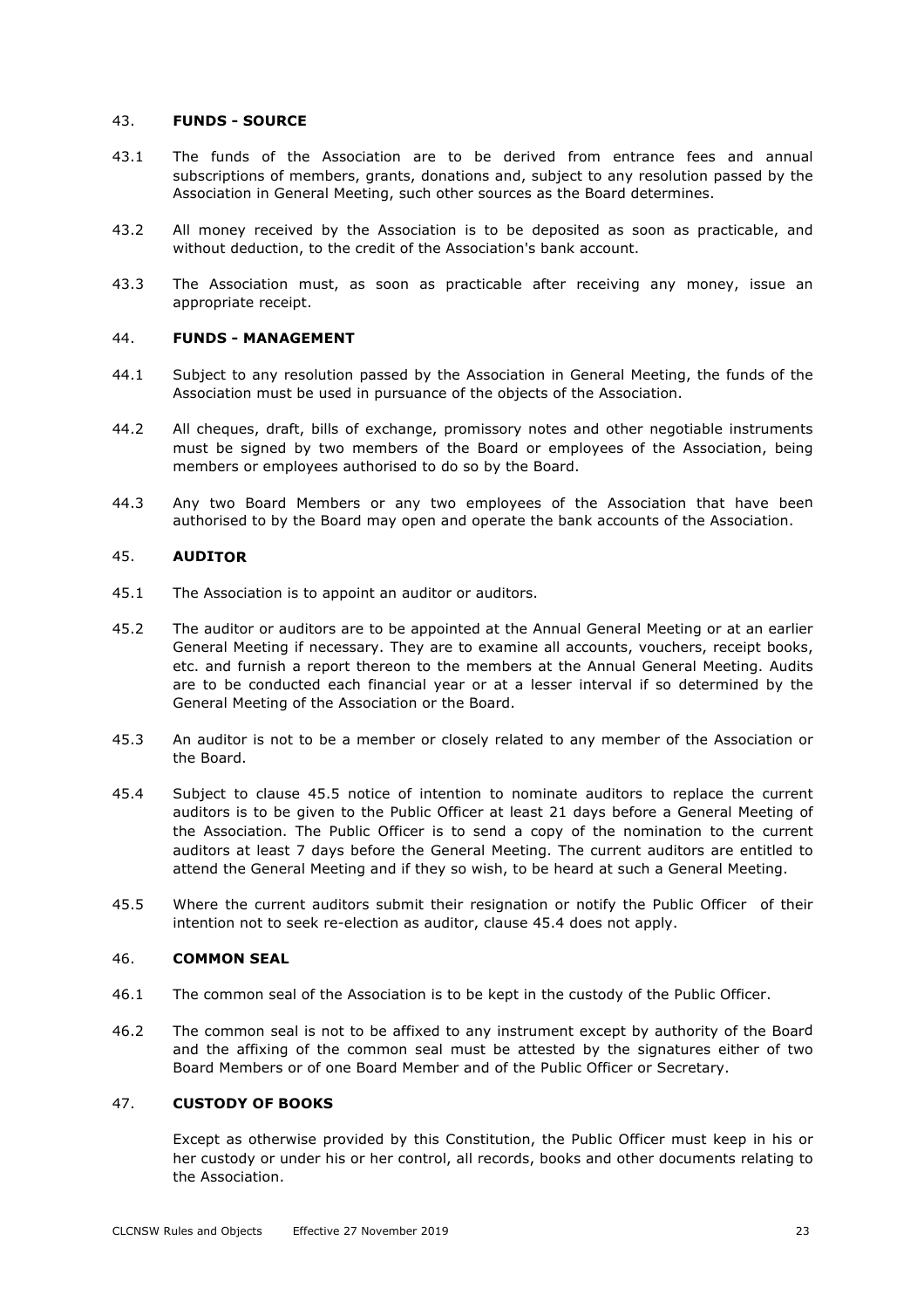## 43. FUNDS - SOURCE

43.1 The funds of the Association are to be derived from entrance fees and annual subscriptions of members, grants, donations and, subject to any resolution passed by the Association in General Meeting, such other sources as the Board determines.

43.2 All money received by the Association is to be deposited as soon as practicable, and without deduction, to the credit of the Association's bank account.

43.3 The Association must, as soon as practicable after receiving any money, issue an appropriate receipt.

## 44. FUNDS - MANAGEMENT

44.1 Subject to any resolution passed by the Association in General Meeting, the funds of the Association must be used in pursuance of the objects of the Association.

44.2 All cheques, draft, bills of exchange, promissory notes and other negotiable instruments must be signed by two members of the Board or employees of the Association, being members or employees authorised to do so by the Board.

44.3 Any two Board Members or any two employees of the Association that have been authorised to by the Board may open and operate the bank accounts of the Association.

## 45. AUDITOR

45.1 The Association is to appoint an auditor or auditors.

45.2 The auditor or auditors are to be appointed at the Annual General Meeting or at an earlier General Meeting if necessary. They are to examine all accounts, vouchers, receipt books, etc. and furnish a report thereon to the members at the Annual General Meeting. Audits are to be conducted each financial year or at a lesser interval if so determined by the General Meeting of the Association or the Board.

45.3 An auditor is not to be a member or closely related to any member of the Association or the Board.

45.4 Subject to clause 45.5 notice of intention to nominate auditors to replace the current auditors is to be given to the Public Officer at least 21 days before a General Meeting of the Association. The Public Officer is to send a copy of the nomination to the current auditors at least 7 days before the General Meeting. The current auditors are entitled to attend the General Meeting and if they so wish, to be heard at such a General Meeting.

45.5 Where the current auditors submit their resignation or notify the Public Officer of their intention not to seek re-election as auditor, clause 45.4 does not apply.

## 46. COMMON SEAL

46.1 The common seal of the Association is to be kept in the custody of the Public Officer.

46.2 The common seal is not to be affixed to any instrument except by authority of the Board and the affixing of the common seal must be attested by the signatures either of two Board Members or of one Board Member and of the Public Officer or Secretary.

## 47. CUSTODY OF BOOKS

Except as otherwise provided by this Constitution, the Public Officer must keep in his or her custody or under his or her control, all records, books and other documents relating to the Association.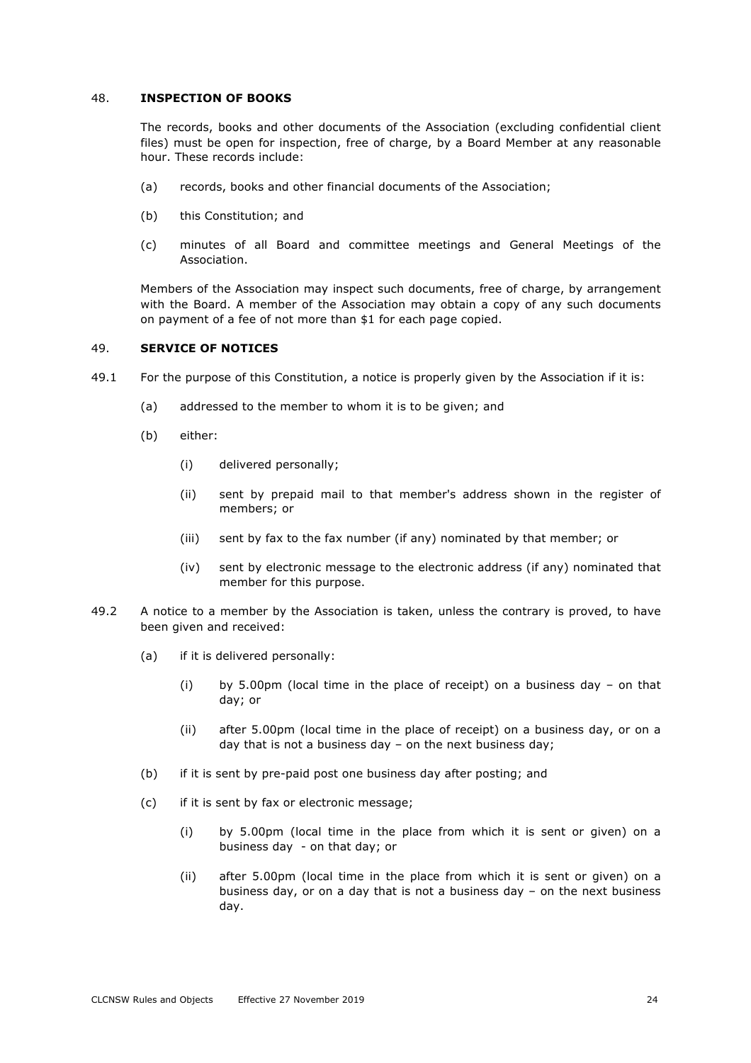## 48. INSPECTION OF BOOKS

The records, books and other documents of the Association (excluding confidential client files) must be open for inspection, free of charge, by a Board Member at any reasonable hour. These records include:

(a) records, books and other financial documents of the Association;

(b) this Constitution; and

(c) minutes of all Board and committee meetings and General Meetings of the Association.

Members of the Association may inspect such documents, free of charge, by arrangement with the Board. A member of the Association may obtain a copy of any such documents on payment of a fee of not more than $1 for each page copied.

## 49. SERVICE OF NOTICES

49.1 For the purpose of this Constitution, a notice is properly given by the Association if it is:

(a) addressed to the member to whom it is to be given; and

(b) either:

(i) delivered personally;

(ii) sent by prepaid mail to that member's address shown in the register of members; or

(iii) sent by fax to the fax number (if any) nominated by that member; or

(iv) sent by electronic message to the electronic address (if any) nominated that member for this purpose.

49.2 A notice to a member by the Association is taken, unless the contrary is proved, to have been given and received:

(a) if it is delivered personally:

(i) by 5.00pm (local time in the place of receipt) on a business day – on that day; or

(ii) after 5.00pm (local time in the place of receipt) on a business day, or on a day that is not a business day – on the next business day;

(b) if it is sent by pre-paid post one business day after posting; and

(c) if it is sent by fax or electronic message;

(i) by 5.00pm (local time in the place from which it is sent or given) on a business day - on that day; or

(ii) after 5.00pm (local time in the place from which it is sent or given) on a business day, or on a day that is not a business day – on the next business day.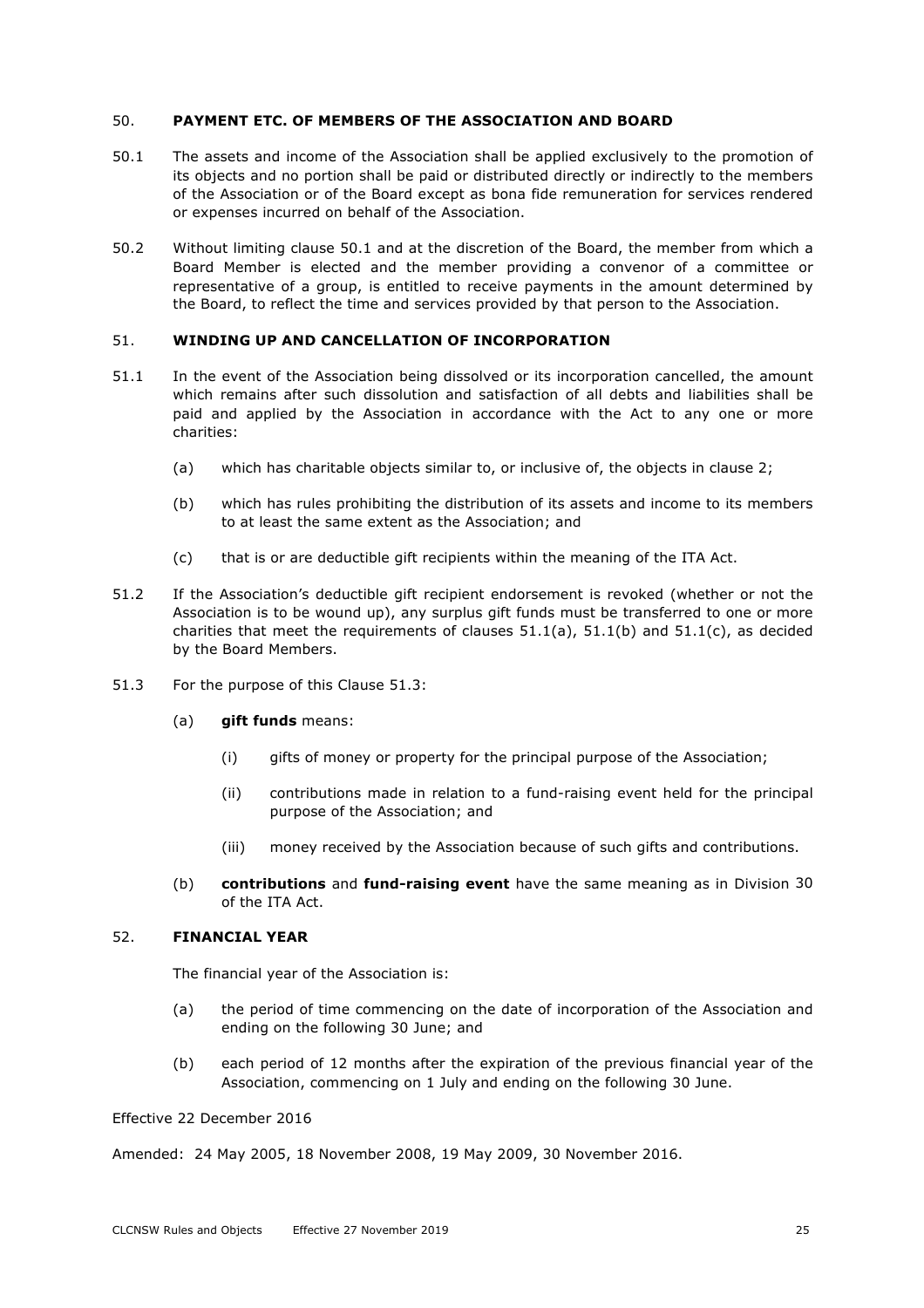## 50. PAYMENT ETC. OF MEMBERS OF THE ASSOCIATION AND BOARD

50.1 The assets and income of the Association shall be applied exclusively to the promotion of its objects and no portion shall be paid or distributed directly or indirectly to the members of the Association or of the Board except as bona fide remuneration for services rendered or expenses incurred on behalf of the Association.

50.2 Without limiting clause 50.1 and at the discretion of the Board, the member from which a Board Member is elected and the member providing a convenor of a committee or representative of a group, is entitled to receive payments in the amount determined by the Board, to reflect the time and services provided by that person to the Association.

## 51. WINDING UP AND CANCELLATION OF INCORPORATION

51.1 In the event of the Association being dissolved or its incorporation cancelled, the amount which remains after such dissolution and satisfaction of all debts and liabilities shall be paid and applied by the Association in accordance with the Act to any one or more charities:

(a) which has charitable objects similar to, or inclusive of, the objects in clause 2;

(b) which has rules prohibiting the distribution of its assets and income to its members to at least the same extent as the Association; and

(c) that is or are deductible gift recipients within the meaning of the ITA Act.

51.2 If the Association's deductible gift recipient endorsement is revoked (whether or not the Association is to be wound up), any surplus gift funds must be transferred to one or more charities that meet the requirements of clauses 51.1(a), 51.1(b) and 51.1(c), as decided by the Board Members.

51.3 For the purpose of this Clause 51.3:

(a) **gift funds** means:

(i) gifts of money or property for the principal purpose of the Association;

(ii) contributions made in relation to a fund-raising event held for the principal purpose of the Association; and

(iii) money received by the Association because of such gifts and contributions.

(b) **contributions** and **fund-raising event** have the same meaning as in Division 30 of the ITA Act.

## 52. FINANCIAL YEAR

The financial year of the Association is:

(a) the period of time commencing on the date of incorporation of the Association and ending on the following 30 June; and

(b) each period of 12 months after the expiration of the previous financial year of the Association, commencing on 1 July and ending on the following 30 June.

Effective 22 December 2016

Amended: 24 May 2005, 18 November 2008, 19 May 2009, 30 November 2016.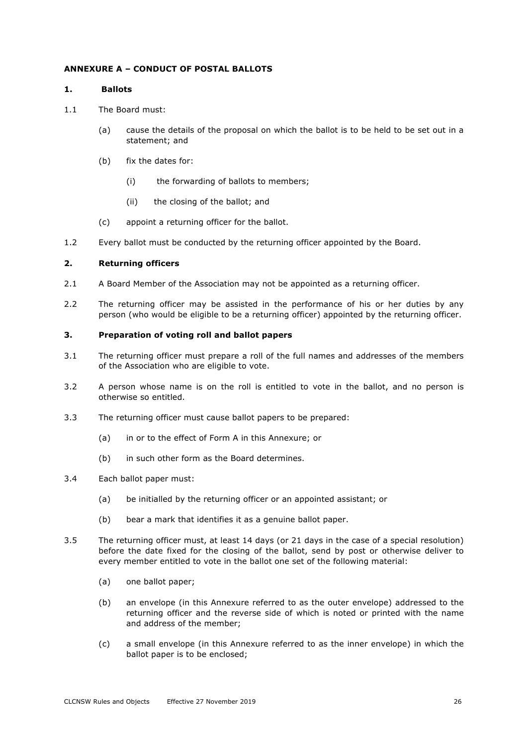## ANNEXURE A – CONDUCT OF POSTAL BALLOTS

### 1. Ballots

1.1 The Board must:

(a) cause the details of the proposal on which the ballot is to be held to be set out in a statement; and

(b) fix the dates for:

(i) the forwarding of ballots to members;

(ii) the closing of the ballot; and

(c) appoint a returning officer for the ballot.

1.2 Every ballot must be conducted by the returning officer appointed by the Board.

### 2. Returning officers

2.1 A Board Member of the Association may not be appointed as a returning officer.

2.2 The returning officer may be assisted in the performance of his or her duties by any person (who would be eligible to be a returning officer) appointed by the returning officer.

### 3. Preparation of voting roll and ballot papers

3.1 The returning officer must prepare a roll of the full names and addresses of the members of the Association who are eligible to vote.

3.2 A person whose name is on the roll is entitled to vote in the ballot, and no person is otherwise so entitled.

3.3 The returning officer must cause ballot papers to be prepared:

(a) in or to the effect of Form A in this Annexure; or

(b) in such other form as the Board determines.

3.4 Each ballot paper must:

(a) be initialled by the returning officer or an appointed assistant; or

(b) bear a mark that identifies it as a genuine ballot paper.

3.5 The returning officer must, at least 14 days (or 21 days in the case of a special resolution) before the date fixed for the closing of the ballot, send by post or otherwise deliver to every member entitled to vote in the ballot one set of the following material:

(a) one ballot paper;

(b) an envelope (in this Annexure referred to as the outer envelope) addressed to the returning officer and the reverse side of which is noted or printed with the name and address of the member;

(c) a small envelope (in this Annexure referred to as the inner envelope) in which the ballot paper is to be enclosed;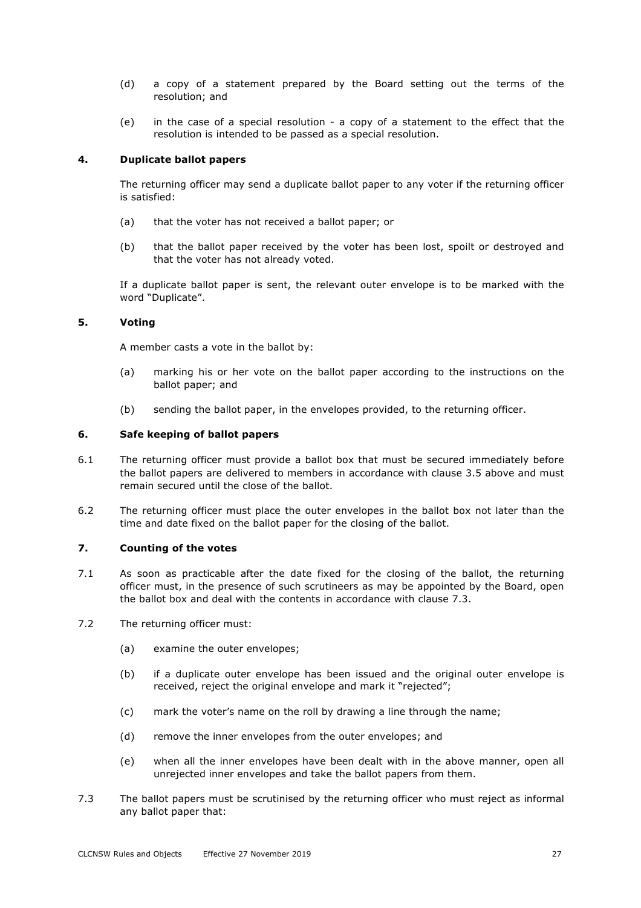(d) a copy of a statement prepared by the Board setting out the terms of the resolution; and

(e) in the case of a special resolution - a copy of a statement to the effect that the resolution is intended to be passed as a special resolution.

## 4. Duplicate ballot papers

The returning officer may send a duplicate ballot paper to any voter if the returning officer is satisfied:

(a) that the voter has not received a ballot paper; or

(b) that the ballot paper received by the voter has been lost, spoilt or destroyed and that the voter has not already voted.

If a duplicate ballot paper is sent, the relevant outer envelope is to be marked with the word "Duplicate".

## 5. Voting

A member casts a vote in the ballot by:

(a) marking his or her vote on the ballot paper according to the instructions on the ballot paper; and

(b) sending the ballot paper, in the envelopes provided, to the returning officer.

## 6. Safe keeping of ballot papers

6.1 The returning officer must provide a ballot box that must be secured immediately before the ballot papers are delivered to members in accordance with clause 3.5 above and must remain secured until the close of the ballot.

6.2 The returning officer must place the outer envelopes in the ballot box not later than the time and date fixed on the ballot paper for the closing of the ballot.

## 7. Counting of the votes

7.1 As soon as practicable after the date fixed for the closing of the ballot, the returning officer must, in the presence of such scrutineers as may be appointed by the Board, open the ballot box and deal with the contents in accordance with clause 7.3.

7.2 The returning officer must:

(a) examine the outer envelopes;

(b) if a duplicate outer envelope has been issued and the original outer envelope is received, reject the original envelope and mark it "rejected";

(c) mark the voter's name on the roll by drawing a line through the name;

(d) remove the inner envelopes from the outer envelopes; and

(e) when all the inner envelopes have been dealt with in the above manner, open all unrejected inner envelopes and take the ballot papers from them.

7.3 The ballot papers must be scrutinised by the returning officer who must reject as informal any ballot paper that: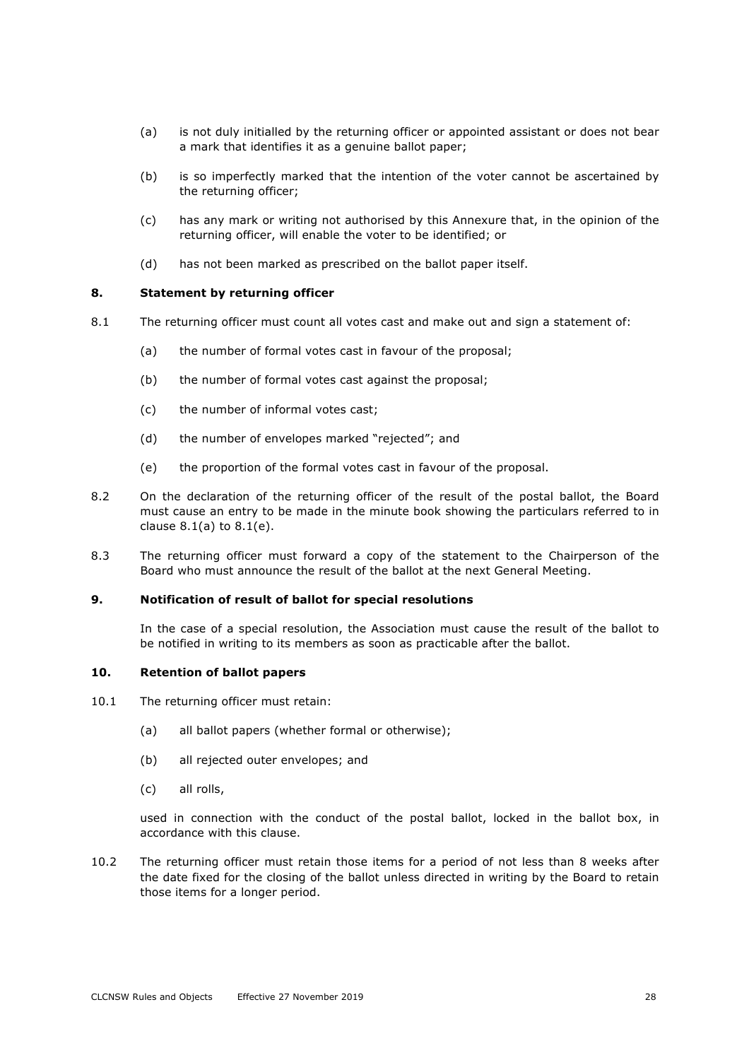(a) is not duly initialled by the returning officer or appointed assistant or does not bear a mark that identifies it as a genuine ballot paper;

(b) is so imperfectly marked that the intention of the voter cannot be ascertained by the returning officer;

(c) has any mark or writing not authorised by this Annexure that, in the opinion of the returning officer, will enable the voter to be identified; or

(d) has not been marked as prescribed on the ballot paper itself.

### 8. Statement by returning officer

8.1 The returning officer must count all votes cast and make out and sign a statement of:

(a) the number of formal votes cast in favour of the proposal;

(b) the number of formal votes cast against the proposal;

(c) the number of informal votes cast;

(d) the number of envelopes marked "rejected"; and

(e) the proportion of the formal votes cast in favour of the proposal.

8.2 On the declaration of the returning officer of the result of the postal ballot, the Board must cause an entry to be made in the minute book showing the particulars referred to in clause 8.1(a) to 8.1(e).

8.3 The returning officer must forward a copy of the statement to the Chairperson of the Board who must announce the result of the ballot at the next General Meeting.

### 9. Notification of result of ballot for special resolutions

In the case of a special resolution, the Association must cause the result of the ballot to be notified in writing to its members as soon as practicable after the ballot.

### 10. Retention of ballot papers

10.1 The returning officer must retain:

(a) all ballot papers (whether formal or otherwise);

(b) all rejected outer envelopes; and

(c) all rolls,

used in connection with the conduct of the postal ballot, locked in the ballot box, in accordance with this clause.

10.2 The returning officer must retain those items for a period of not less than 8 weeks after the date fixed for the closing of the ballot unless directed in writing by the Board to retain those items for a longer period.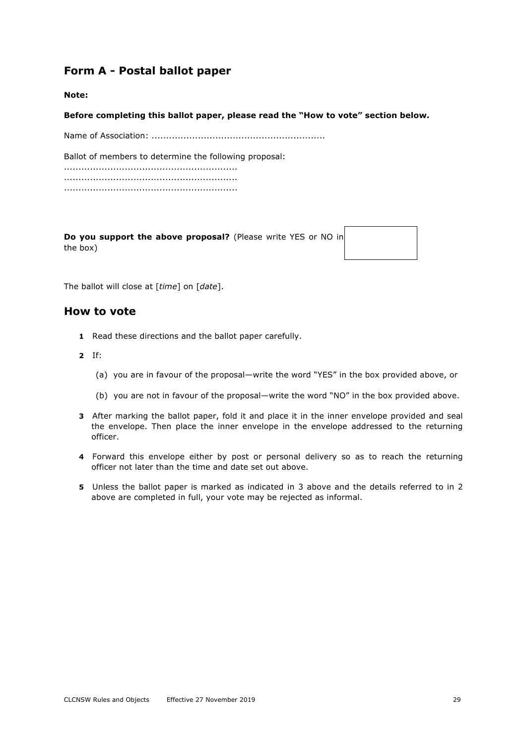## Form A - Postal ballot paper

**Note:**

**Before completing this ballot paper, please read the "How to vote" section below.**

Name of Association: ............................................................

Ballot of members to determine the following proposal:
...........................................................
...........................................................
...........................................................

**Do you support the above proposal?** (Please write YES or NO in the box)

| |
|---|
| |

The ballot will close at [*time*] on [*date*].

## How to vote

**1** Read these directions and the ballot paper carefully.

**2** If:

(a) you are in favour of the proposal—write the word "YES" in the box provided above, or

(b) you are not in favour of the proposal—write the word "NO" in the box provided above.

**3** After marking the ballot paper, fold it and place it in the inner envelope provided and seal the envelope. Then place the inner envelope in the envelope addressed to the returning officer.

**4** Forward this envelope either by post or personal delivery so as to reach the returning officer not later than the time and date set out above.

**5** Unless the ballot paper is marked as indicated in 3 above and the details referred to in 2 above are completed in full, your vote may be rejected as informal.